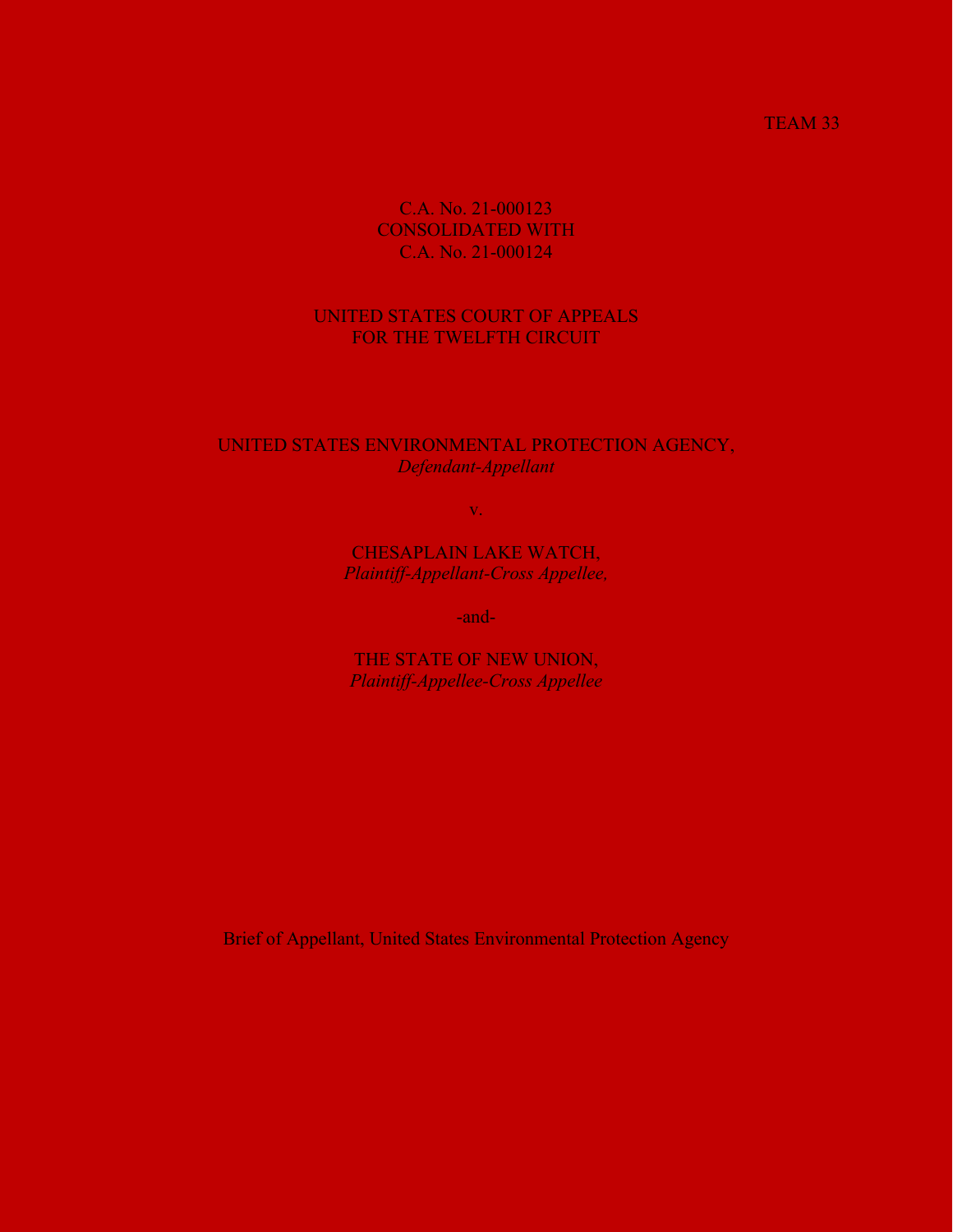TEAM 33

C.A. No. 21-000123
CONSOLIDATED WITH
C.A. No. 21-000124

UNITED STATES COURT OF APPEALS
FOR THE TWELFTH CIRCUIT

UNITED STATES ENVIRONMENTAL PROTECTION AGENCY,
*Defendant-Appellant*

v.

CHESAPLAIN LAKE WATCH,
*Plaintiff-Appellant-Cross Appellee,*

-and-

THE STATE OF NEW UNION,
*Plaintiff-Appellee-Cross Appellee*

Brief of Appellant, United States Environmental Protection Agency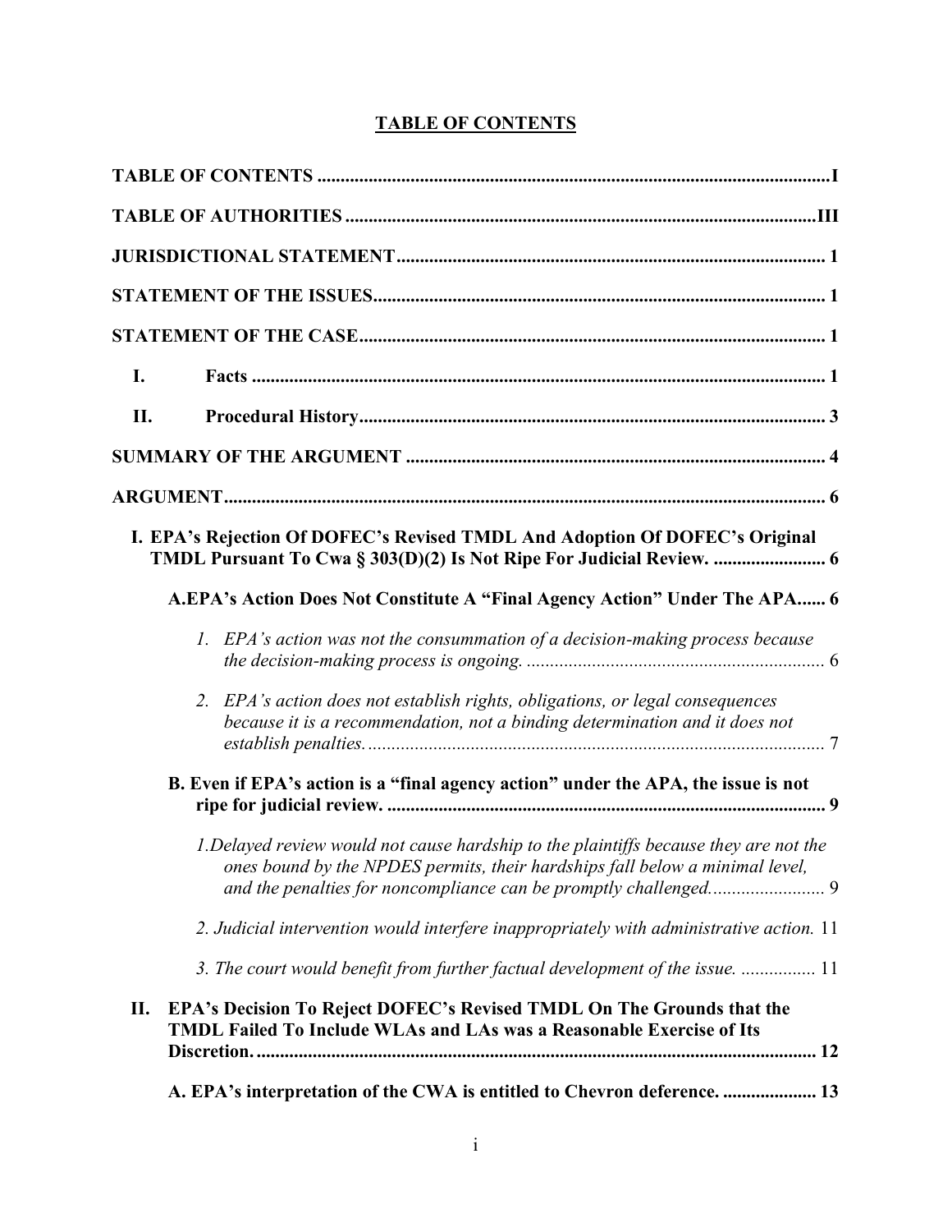# TABLE OF CONTENTS

**TABLE OF CONTENTS** .......... I

**TABLE OF AUTHORITIES** .......... III

**JURISDICTIONAL STATEMENT** .......... 1

**STATEMENT OF THE ISSUES** .......... 1

**STATEMENT OF THE CASE** .......... 1

- **I. Facts** .......... 1
- **II. Procedural History** .......... 3

**SUMMARY OF THE ARGUMENT** .......... 4

**ARGUMENT** .......... 6

**I. EPA's Rejection Of DOFEC's Revised TMDL And Adoption Of DOFEC's Original TMDL Pursuant To Cwa § 303(D)(2) Is Not Ripe For Judicial Review.** .......... 6

- **A. EPA's Action Does Not Constitute A "Final Agency Action" Under The APA** .......... 6
  1. *EPA's action was not the consummation of a decision-making process because the decision-making process is ongoing.* .......... 6
  2. *EPA's action does not establish rights, obligations, or legal consequences because it is a recommendation, not a binding determination and it does not establish penalties.* .......... 7
- **B. Even if EPA's action is a "final agency action" under the APA, the issue is not ripe for judicial review.** .......... 9
  1. *Delayed review would not cause hardship to the plaintiffs because they are not the ones bound by the NPDES permits, their hardships fall below a minimal level, and the penalties for noncompliance can be promptly challenged.* .......... 9
  2. *Judicial intervention would interfere inappropriately with administrative action.* 11
  3. *The court would benefit from further factual development of the issue.* .......... 11

**II. EPA's Decision To Reject DOFEC's Revised TMDL On The Grounds that the TMDL Failed To Include WLAs and LAs was a Reasonable Exercise of Its Discretion.** .......... 12

- **A. EPA's interpretation of the CWA is entitled to Chevron deference.** .......... 13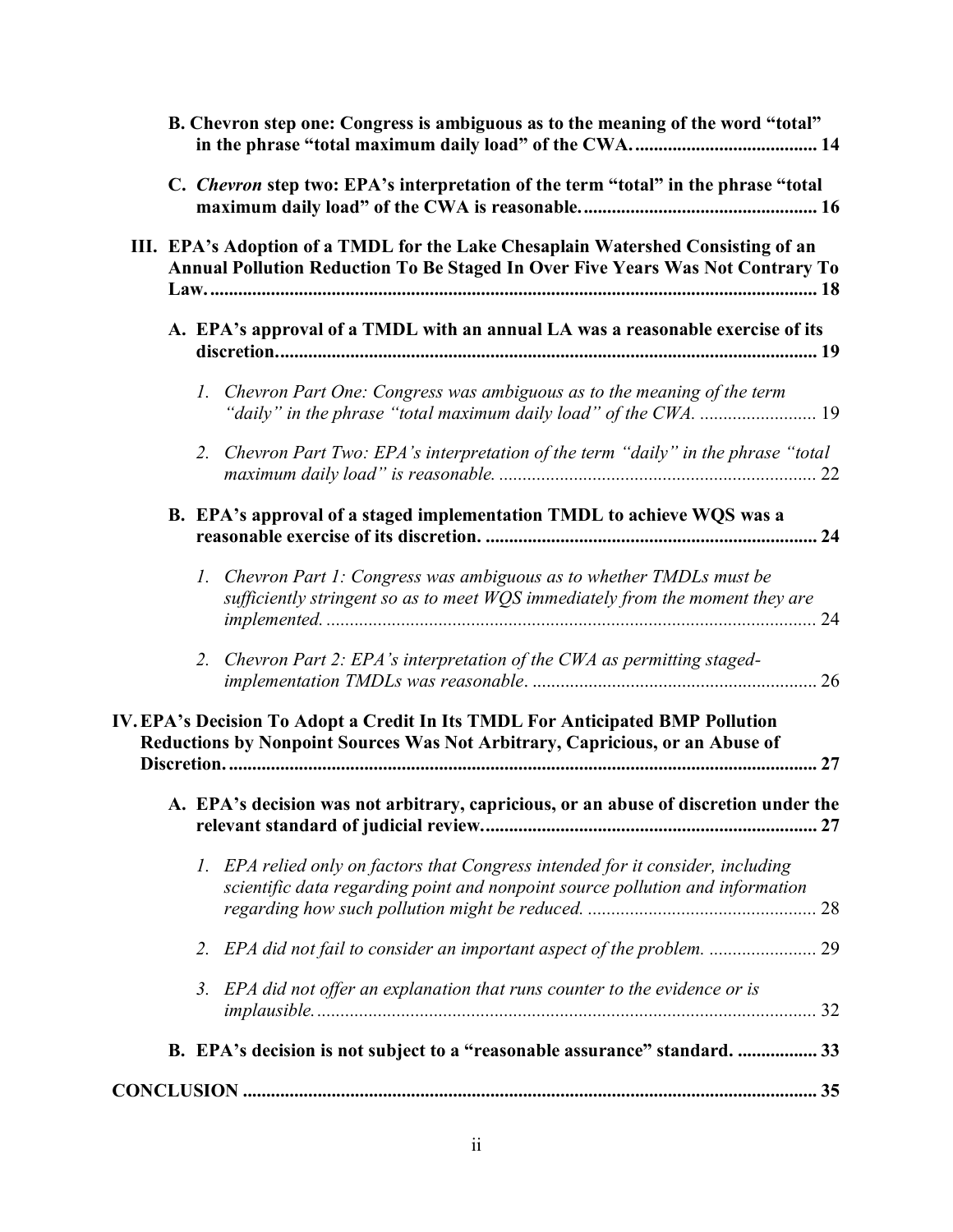**B. Chevron step one: Congress is ambiguous as to the meaning of the word "total" in the phrase "total maximum daily load" of the CWA.** ....................................... **14**

**C. *Chevron* step two: EPA's interpretation of the term "total" in the phrase "total maximum daily load" of the CWA is reasonable.** .................................................. **16**

**III. EPA's Adoption of a TMDL for the Lake Chesaplain Watershed Consisting of an Annual Pollution Reduction To Be Staged In Over Five Years Was Not Contrary To Law.** ................................................................................................................ **18**

**A. EPA's approval of a TMDL with an annual LA was a reasonable exercise of its discretion.** .................................................................................................. **19**

*1. Chevron Part One: Congress was ambiguous as to the meaning of the term "daily" in the phrase "total maximum daily load" of the CWA.* ......................... 19

*2. Chevron Part Two: EPA's interpretation of the term "daily" in the phrase "total maximum daily load" is reasonable.* .................................................................... 22

**B. EPA's approval of a staged implementation TMDL to achieve WQS was a reasonable exercise of its discretion.** ....................................................................... **24**

*1. Chevron Part 1: Congress was ambiguous as to whether TMDLs must be sufficiently stringent so as to meet WQS immediately from the moment they are implemented.* ......................................................................................................... 24

*2. Chevron Part 2: EPA's interpretation of the CWA as permitting staged-implementation TMDLs was reasonable*. ............................................................. 26

**IV. EPA's Decision To Adopt a Credit In Its TMDL For Anticipated BMP Pollution Reductions by Nonpoint Sources Was Not Arbitrary, Capricious, or an Abuse of Discretion.** ............................................................................................................. **27**

**A. EPA's decision was not arbitrary, capricious, or an abuse of discretion under the relevant standard of judicial review.** ....................................................................... **27**

*1. EPA relied only on factors that Congress intended for it consider, including scientific data regarding point and nonpoint source pollution and information regarding how such pollution might be reduced.* ................................................. 28

*2. EPA did not fail to consider an important aspect of the problem.* ....................... 29

*3. EPA did not offer an explanation that runs counter to the evidence or is implausible.* ........................................................................................................... 32

**B. EPA's decision is not subject to a "reasonable assurance" standard.** ................. **33**

**CONCLUSION** ......................................................................................................... **35**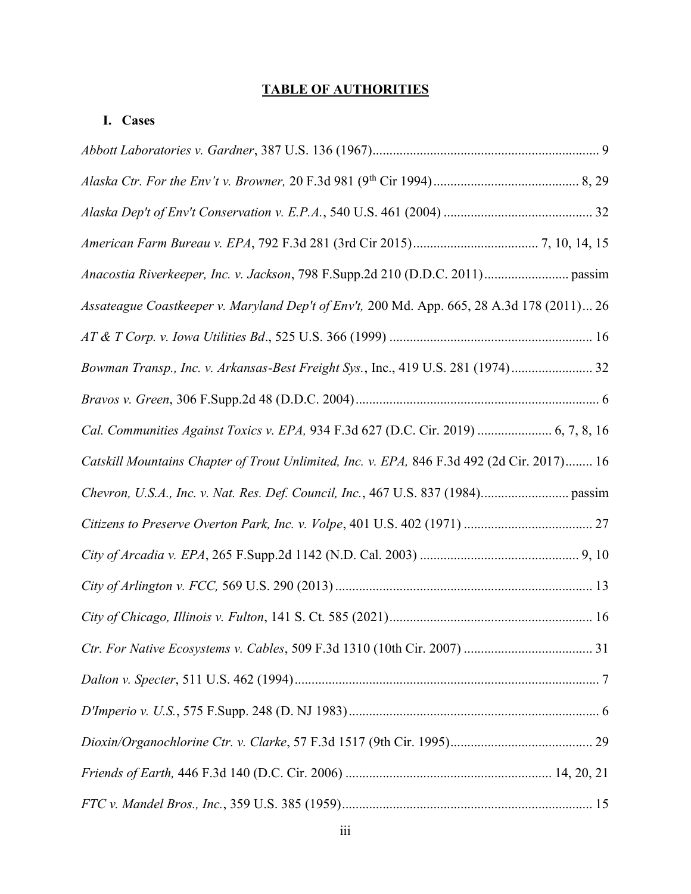# TABLE OF AUTHORITIES

## I. Cases

*Abbott Laboratories v. Gardner*, 387 U.S. 136 (1967) ........ 9

*Alaska Ctr. For the Env't v. Browner,* 20 F.3d 981 (9th Cir 1994) ........ 8, 29

*Alaska Dep't of Env't Conservation v. E.P.A.*, 540 U.S. 461 (2004) ........ 32

*American Farm Bureau v. EPA*, 792 F.3d 281 (3rd Cir 2015) ........ 7, 10, 14, 15

*Anacostia Riverkeeper, Inc. v. Jackson*, 798 F.Supp.2d 210 (D.D.C. 2011) ........ passim

*Assateague Coastkeeper v. Maryland Dep't of Env't,* 200 Md. App. 665, 28 A.3d 178 (2011) ... 26

*AT & T Corp. v. Iowa Utilities Bd*., 525 U.S. 366 (1999) ........ 16

*Bowman Transp., Inc. v. Arkansas-Best Freight Sys.*, Inc., 419 U.S. 281 (1974) ........ 32

*Bravos v. Green*, 306 F.Supp.2d 48 (D.D.C. 2004) ........ 6

*Cal. Communities Against Toxics v. EPA,* 934 F.3d 627 (D.C. Cir. 2019) ........ 6, 7, 8, 16

*Catskill Mountains Chapter of Trout Unlimited, Inc. v. EPA,* 846 F.3d 492 (2d Cir. 2017) ........ 16

*Chevron, U.S.A., Inc. v. Nat. Res. Def. Council, Inc.*, 467 U.S. 837 (1984) ........ passim

*Citizens to Preserve Overton Park, Inc. v. Volpe*, 401 U.S. 402 (1971) ........ 27

*City of Arcadia v. EPA*, 265 F.Supp.2d 1142 (N.D. Cal. 2003) ........ 9, 10

*City of Arlington v. FCC,* 569 U.S. 290 (2013) ........ 13

*City of Chicago, Illinois v. Fulton*, 141 S. Ct. 585 (2021) ........ 16

*Ctr. For Native Ecosystems v. Cables*, 509 F.3d 1310 (10th Cir. 2007) ........ 31

*Dalton v. Specter*, 511 U.S. 462 (1994) ........ 7

*D'Imperio v. U.S.*, 575 F.Supp. 248 (D. NJ 1983) ........ 6

*Dioxin/Organochlorine Ctr. v. Clarke*, 57 F.3d 1517 (9th Cir. 1995) ........ 29

*Friends of Earth,* 446 F.3d 140 (D.C. Cir. 2006) ........ 14, 20, 21

*FTC v. Mandel Bros., Inc.*, 359 U.S. 385 (1959) ........ 15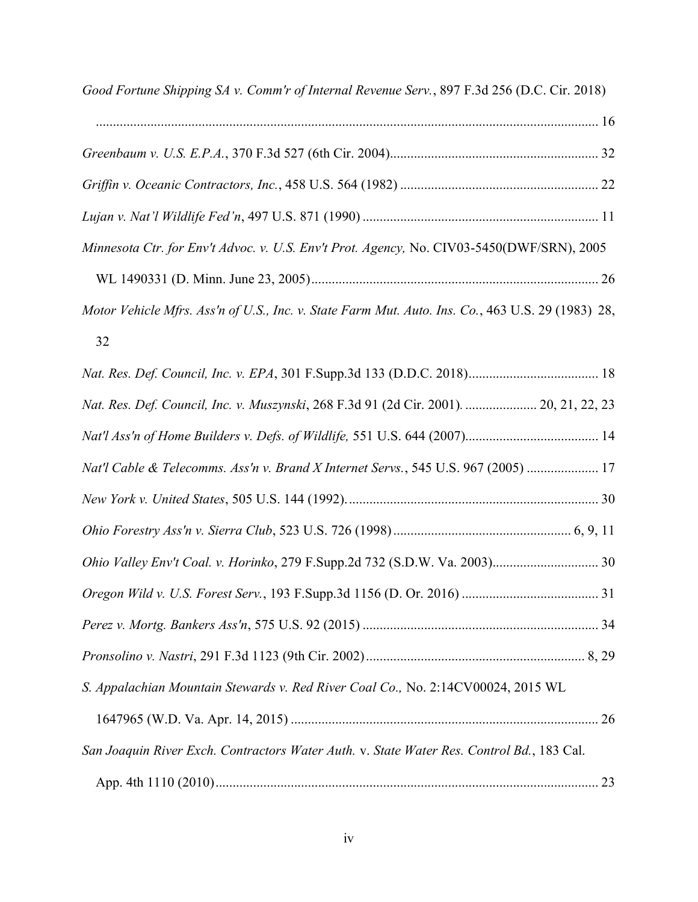*Good Fortune Shipping SA v. Comm'r of Internal Revenue Serv.*, 897 F.3d 256 (D.C. Cir. 2018) ..................................................................................................................................... 16

*Greenbaum v. U.S. E.P.A.*, 370 F.3d 527 (6th Cir. 2004)............................................................ 32

*Griffin v. Oceanic Contractors, Inc.*, 458 U.S. 564 (1982) .......................................................... 22

*Lujan v. Nat'l Wildlife Fed'n*, 497 U.S. 871 (1990) .................................................................... 11

*Minnesota Ctr. for Env't Advoc. v. U.S. Env't Prot. Agency,* No. CIV03-5450(DWF/SRN), 2005 WL 1490331 (D. Minn. June 23, 2005).................................................................................... 26

*Motor Vehicle Mfrs. Ass'n of U.S., Inc. v. State Farm Mut. Auto. Ins. Co.*, 463 U.S. 29 (1983) 28, 32

*Nat. Res. Def. Council, Inc. v. EPA*, 301 F.Supp.3d 133 (D.D.C. 2018)...................................... 18

*Nat. Res. Def. Council, Inc. v. Muszynski*, 268 F.3d 91 (2d Cir. 2001). .................... 20, 21, 22, 23

*Nat'l Ass'n of Home Builders v. Defs. of Wildlife,* 551 U.S. 644 (2007)....................................... 14

*Nat'l Cable & Telecomms. Ass'n v. Brand X Internet Servs.*, 545 U.S. 967 (2005) ..................... 17

*New York v. United States*, 505 U.S. 144 (1992). ........................................................................ 30

*Ohio Forestry Ass'n v. Sierra Club*, 523 U.S. 726 (1998) ................................................... 6, 9, 11

*Ohio Valley Env't Coal. v. Horinko*, 279 F.Supp.2d 732 (S.D.W. Va. 2003)............................... 30

*Oregon Wild v. U.S. Forest Serv.*, 193 F.Supp.3d 1156 (D. Or. 2016) ........................................ 31

*Perez v. Mortg. Bankers Ass'n*, 575 U.S. 92 (2015) .................................................................... 34

*Pronsolino v. Nastri*, 291 F.3d 1123 (9th Cir. 2002)................................................................ 8, 29

*S. Appalachian Mountain Stewards v. Red River Coal Co.,* No. 2:14CV00024, 2015 WL 1647965 (W.D. Va. Apr. 14, 2015) ......................................................................................... 26

*San Joaquin River Exch. Contractors Water Auth.* v. *State Water Res. Control Bd.*, 183 Cal. App. 4th 1110 (2010)............................................................................................................... 23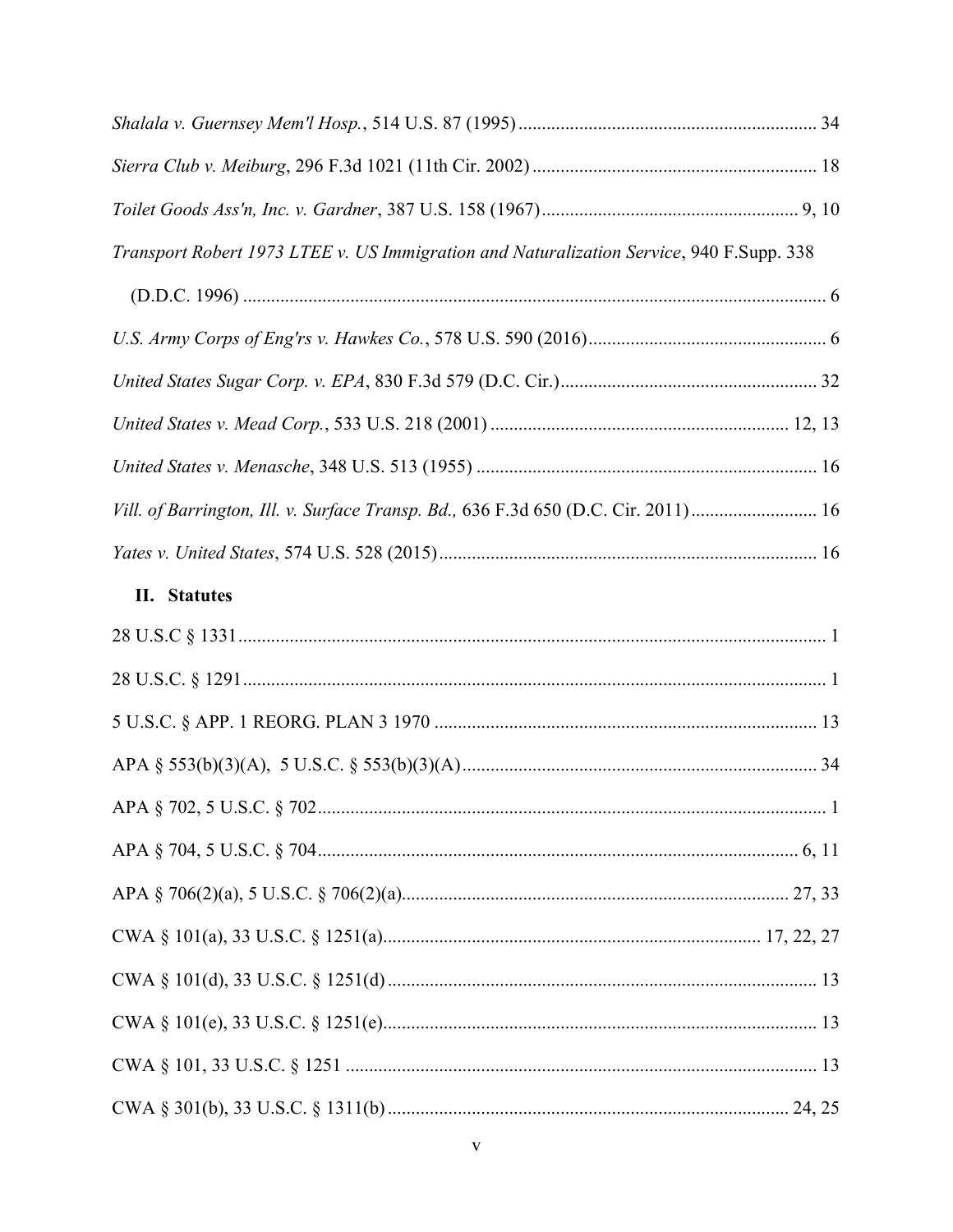*Shalala v. Guernsey Mem'l Hosp.*, 514 U.S. 87 (1995) ............................................................... 34

*Sierra Club v. Meiburg*, 296 F.3d 1021 (11th Cir. 2002) ............................................................ 18

*Toilet Goods Ass'n, Inc. v. Gardner*, 387 U.S. 158 (1967) ...................................................... 9, 10

*Transport Robert 1973 LTEE v. US Immigration and Naturalization Service*, 940 F.Supp. 338 (D.D.C. 1996) ............................................................................................................................ 6

*U.S. Army Corps of Eng'rs v. Hawkes Co.*, 578 U.S. 590 (2016) .................................................. 6

*United States Sugar Corp. v. EPA*, 830 F.3d 579 (D.C. Cir.) ...................................................... 32

*United States v. Mead Corp.*, 533 U.S. 218 (2001) ............................................................... 12, 13

*United States v. Menasche*, 348 U.S. 513 (1955) ......................................................................... 16

*Vill. of Barrington, Ill. v. Surface Transp. Bd.,* 636 F.3d 650 (D.C. Cir. 2011) .......................... 16

*Yates v. United States*, 574 U.S. 528 (2015) ................................................................................ 16

## II. Statutes

28 U.S.C § 1331 ............................................................................................................................. 1

28 U.S.C. § 1291 ............................................................................................................................ 1

5 U.S.C. § APP. 1 REORG. PLAN 3 1970 ................................................................................. 13

APA § 553(b)(3)(A), 5 U.S.C. § 553(b)(3)(A) ........................................................................... 34

APA § 702, 5 U.S.C. § 702 ............................................................................................................ 1

APA § 704, 5 U.S.C. § 704 ....................................................................................................... 6, 11

APA § 706(2)(a), 5 U.S.C. § 706(2)(a) .................................................................................. 27, 33

CWA § 101(a), 33 U.S.C. § 1251(a) ................................................................................ 17, 22, 27

CWA § 101(d), 33 U.S.C. § 1251(d) ........................................................................................... 13

CWA § 101(e), 33 U.S.C. § 1251(e) ............................................................................................ 13

CWA § 101, 33 U.S.C. § 1251 ..................................................................................................... 13

CWA § 301(b), 33 U.S.C. § 1311(b) ...................................................................................... 24, 25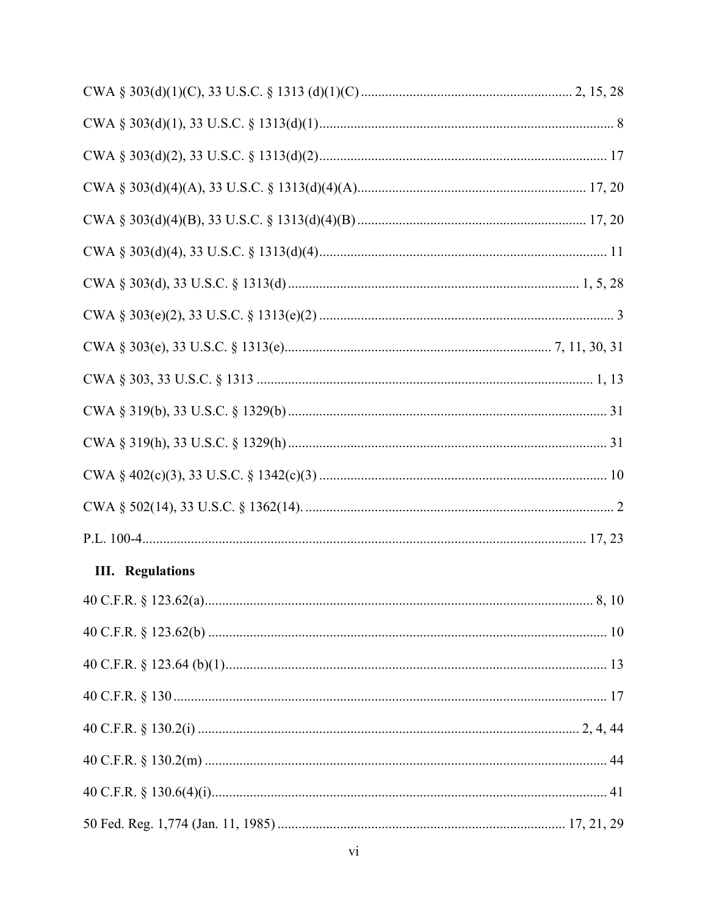CWA § 303(d)(1)(C), 33 U.S.C. § 1313 (d)(1)(C) ........................................................... 2, 15, 28

CWA § 303(d)(1), 33 U.S.C. § 1313(d)(1) ........................................................................... 8

CWA § 303(d)(2), 33 U.S.C. § 1313(d)(2) ........................................................................... 17

CWA § 303(d)(4)(A), 33 U.S.C. § 1313(d)(4)(A) ........................................................... 17, 20

CWA § 303(d)(4)(B), 33 U.S.C. § 1313(d)(4)(B) ........................................................... 17, 20

CWA § 303(d)(4), 33 U.S.C. § 1313(d)(4) ........................................................................... 11

CWA § 303(d), 33 U.S.C. § 1313(d) ............................................................................. 1, 5, 28

CWA § 303(e)(2), 33 U.S.C. § 1313(e)(2) ............................................................................. 3

CWA § 303(e), 33 U.S.C. § 1313(e) ...................................................................... 7, 11, 30, 31

CWA § 303, 33 U.S.C. § 1313 ........................................................................................... 1, 13

CWA § 319(b), 33 U.S.C. § 1329(b) ..................................................................................... 31

CWA § 319(h), 33 U.S.C. § 1329(h) ..................................................................................... 31

CWA § 402(c)(3), 33 U.S.C. § 1342(c)(3) ............................................................................ 10

CWA § 502(14), 33 U.S.C. § 1362(14). .................................................................................. 2

P.L. 100-4 ......................................................................................................................... 17, 23

## III. Regulations

40 C.F.R. § 123.62(a) ........................................................................................................ 8, 10

40 C.F.R. § 123.62(b) ............................................................................................................ 10

40 C.F.R. § 123.64 (b)(1) ...................................................................................................... 13

40 C.F.R. § 130 ..................................................................................................................... 17

40 C.F.R. § 130.2(i) ....................................................................................................... 2, 4, 44

40 C.F.R. § 130.2(m) ............................................................................................................. 44

40 C.F.R. § 130.6(4)(i) .......................................................................................................... 41

50 Fed. Reg. 1,774 (Jan. 11, 1985) ............................................................................ 17, 21, 29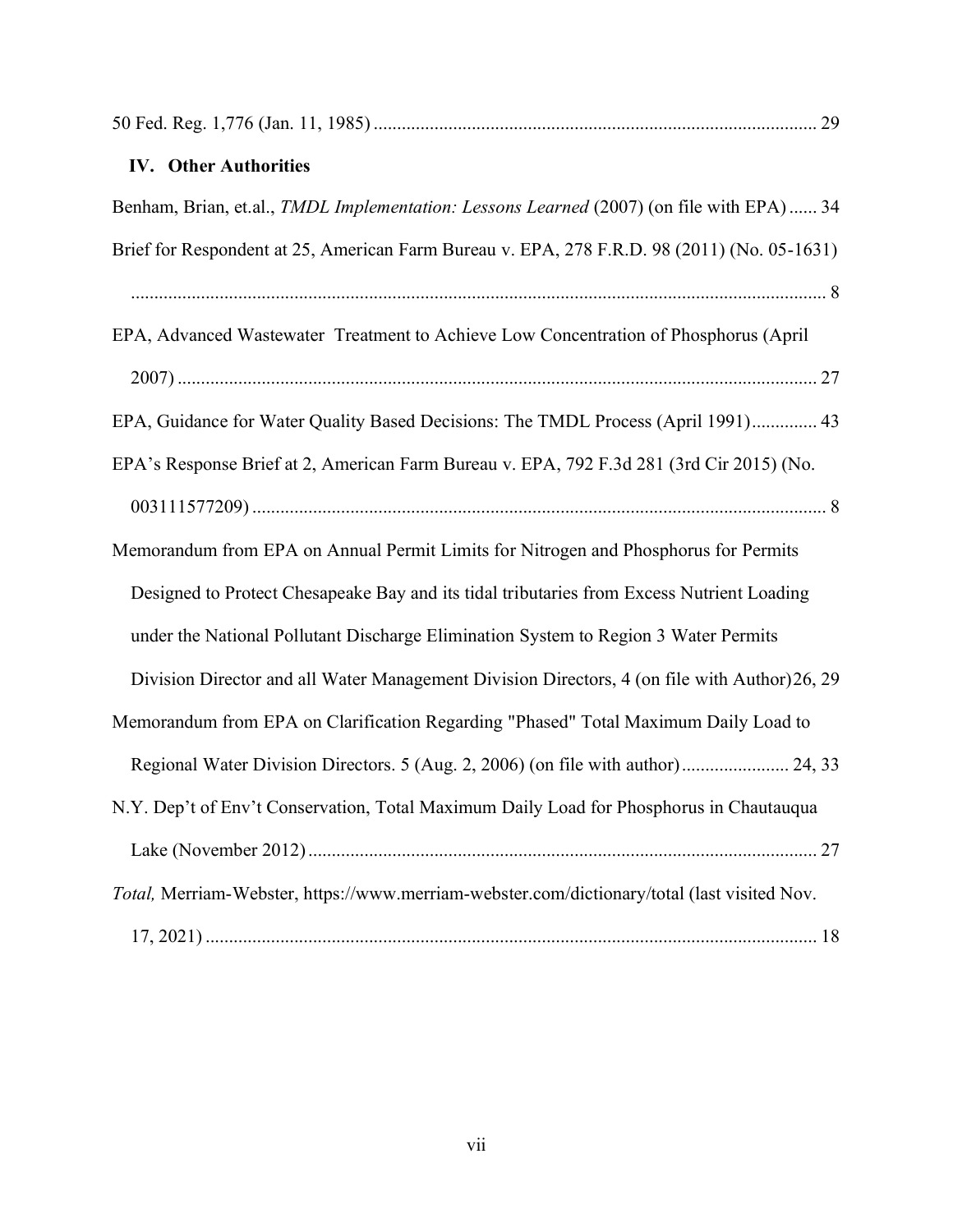50 Fed. Reg. 1,776 (Jan. 11, 1985) .............................................................................................. 29

### IV. Other Authorities

Benham, Brian, et.al., *TMDL Implementation: Lessons Learned* (2007) (on file with EPA) ...... 34

Brief for Respondent at 25, American Farm Bureau v. EPA, 278 F.R.D. 98 (2011) (No. 05-1631) ..................................................................................................................................... 8

EPA, Advanced Wastewater Treatment to Achieve Low Concentration of Phosphorus (April 2007) ......................................................................................................................................... 27

EPA, Guidance for Water Quality Based Decisions: The TMDL Process (April 1991).............. 43

EPA's Response Brief at 2, American Farm Bureau v. EPA, 792 F.3d 281 (3rd Cir 2015) (No. 003111577209) ........................................................................................................................... 8

Memorandum from EPA on Annual Permit Limits for Nitrogen and Phosphorus for Permits Designed to Protect Chesapeake Bay and its tidal tributaries from Excess Nutrient Loading under the National Pollutant Discharge Elimination System to Region 3 Water Permits Division Director and all Water Management Division Directors, 4 (on file with Author)26, 29

Memorandum from EPA on Clarification Regarding "Phased" Total Maximum Daily Load to Regional Water Division Directors. 5 (Aug. 2, 2006) (on file with author)....................... 24, 33

N.Y. Dep't of Env't Conservation, Total Maximum Daily Load for Phosphorus in Chautauqua Lake (November 2012) ............................................................................................................ 27

*Total,* Merriam-Webster, https://www.merriam-webster.com/dictionary/total (last visited Nov. 17, 2021) .................................................................................................................................. 18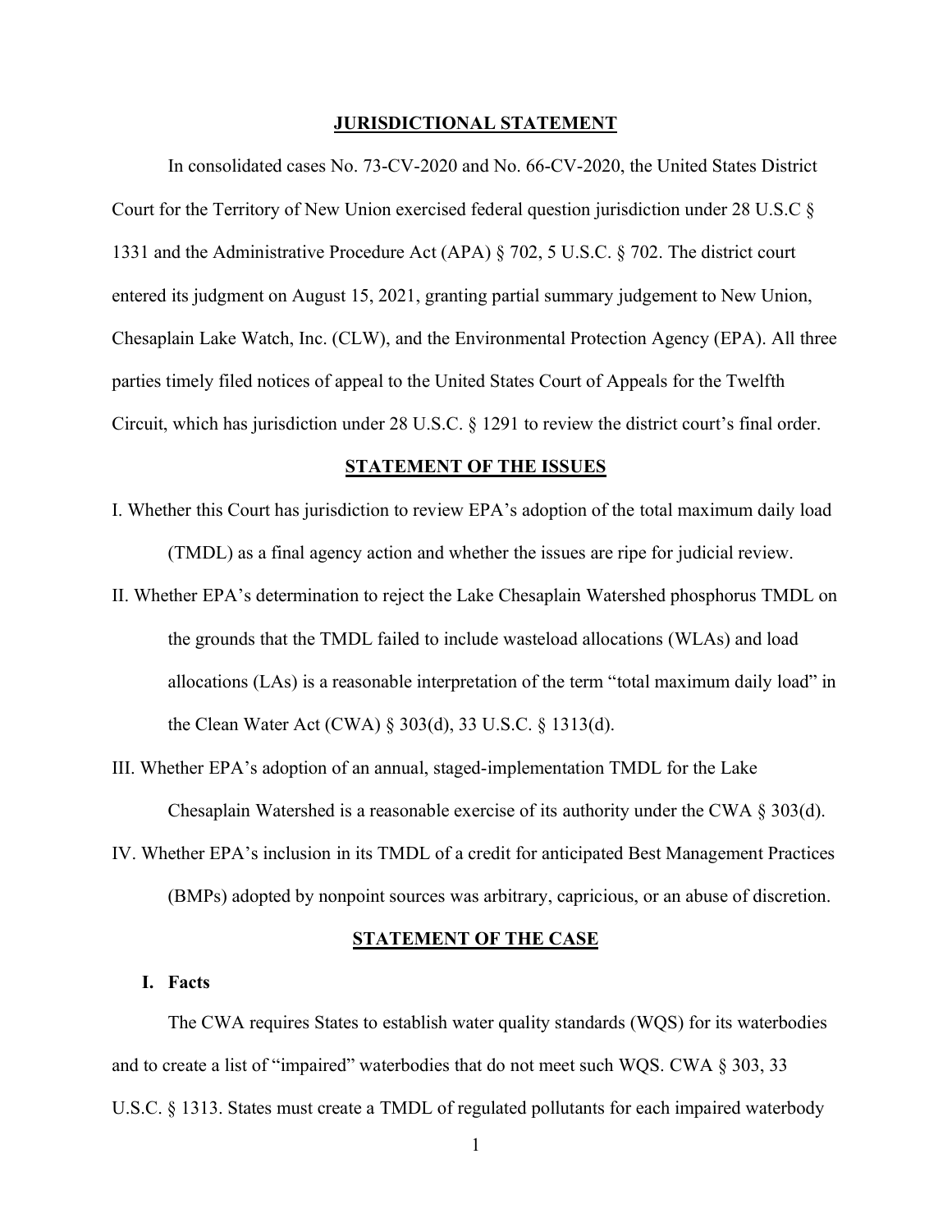## JURISDICTIONAL STATEMENT

In consolidated cases No. 73-CV-2020 and No. 66-CV-2020, the United States District Court for the Territory of New Union exercised federal question jurisdiction under 28 U.S.C § 1331 and the Administrative Procedure Act (APA) § 702, 5 U.S.C. § 702. The district court entered its judgment on August 15, 2021, granting partial summary judgement to New Union, Chesaplain Lake Watch, Inc. (CLW), and the Environmental Protection Agency (EPA). All three parties timely filed notices of appeal to the United States Court of Appeals for the Twelfth Circuit, which has jurisdiction under 28 U.S.C. § 1291 to review the district court's final order.

## STATEMENT OF THE ISSUES

I. Whether this Court has jurisdiction to review EPA's adoption of the total maximum daily load (TMDL) as a final agency action and whether the issues are ripe for judicial review.

II. Whether EPA's determination to reject the Lake Chesaplain Watershed phosphorus TMDL on the grounds that the TMDL failed to include wasteload allocations (WLAs) and load allocations (LAs) is a reasonable interpretation of the term "total maximum daily load" in the Clean Water Act (CWA) § 303(d), 33 U.S.C. § 1313(d).

III. Whether EPA's adoption of an annual, staged-implementation TMDL for the Lake Chesaplain Watershed is a reasonable exercise of its authority under the CWA § 303(d).

IV. Whether EPA's inclusion in its TMDL of a credit for anticipated Best Management Practices (BMPs) adopted by nonpoint sources was arbitrary, capricious, or an abuse of discretion.

## STATEMENT OF THE CASE

### I. Facts

The CWA requires States to establish water quality standards (WQS) for its waterbodies and to create a list of "impaired" waterbodies that do not meet such WQS. CWA § 303, 33 U.S.C. § 1313. States must create a TMDL of regulated pollutants for each impaired waterbody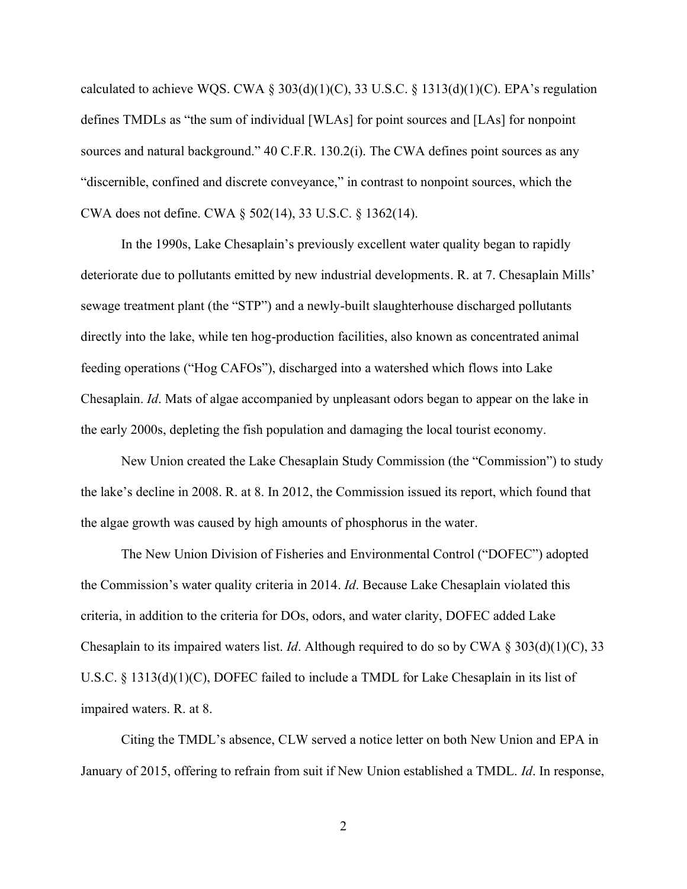calculated to achieve WQS. CWA § 303(d)(1)(C), 33 U.S.C. § 1313(d)(1)(C). EPA's regulation defines TMDLs as "the sum of individual [WLAs] for point sources and [LAs] for nonpoint sources and natural background." 40 C.F.R. 130.2(i). The CWA defines point sources as any "discernible, confined and discrete conveyance," in contrast to nonpoint sources, which the CWA does not define. CWA § 502(14), 33 U.S.C. § 1362(14).

In the 1990s, Lake Chesaplain's previously excellent water quality began to rapidly deteriorate due to pollutants emitted by new industrial developments. R. at 7. Chesaplain Mills' sewage treatment plant (the "STP") and a newly-built slaughterhouse discharged pollutants directly into the lake, while ten hog-production facilities, also known as concentrated animal feeding operations ("Hog CAFOs"), discharged into a watershed which flows into Lake Chesaplain. *Id*. Mats of algae accompanied by unpleasant odors began to appear on the lake in the early 2000s, depleting the fish population and damaging the local tourist economy.

New Union created the Lake Chesaplain Study Commission (the "Commission") to study the lake's decline in 2008. R. at 8. In 2012, the Commission issued its report, which found that the algae growth was caused by high amounts of phosphorus in the water.

The New Union Division of Fisheries and Environmental Control ("DOFEC") adopted the Commission's water quality criteria in 2014. *Id*. Because Lake Chesaplain violated this criteria, in addition to the criteria for DOs, odors, and water clarity, DOFEC added Lake Chesaplain to its impaired waters list. *Id*. Although required to do so by CWA § 303(d)(1)(C), 33 U.S.C. § 1313(d)(1)(C), DOFEC failed to include a TMDL for Lake Chesaplain in its list of impaired waters. R. at 8.

Citing the TMDL's absence, CLW served a notice letter on both New Union and EPA in January of 2015, offering to refrain from suit if New Union established a TMDL. *Id*. In response,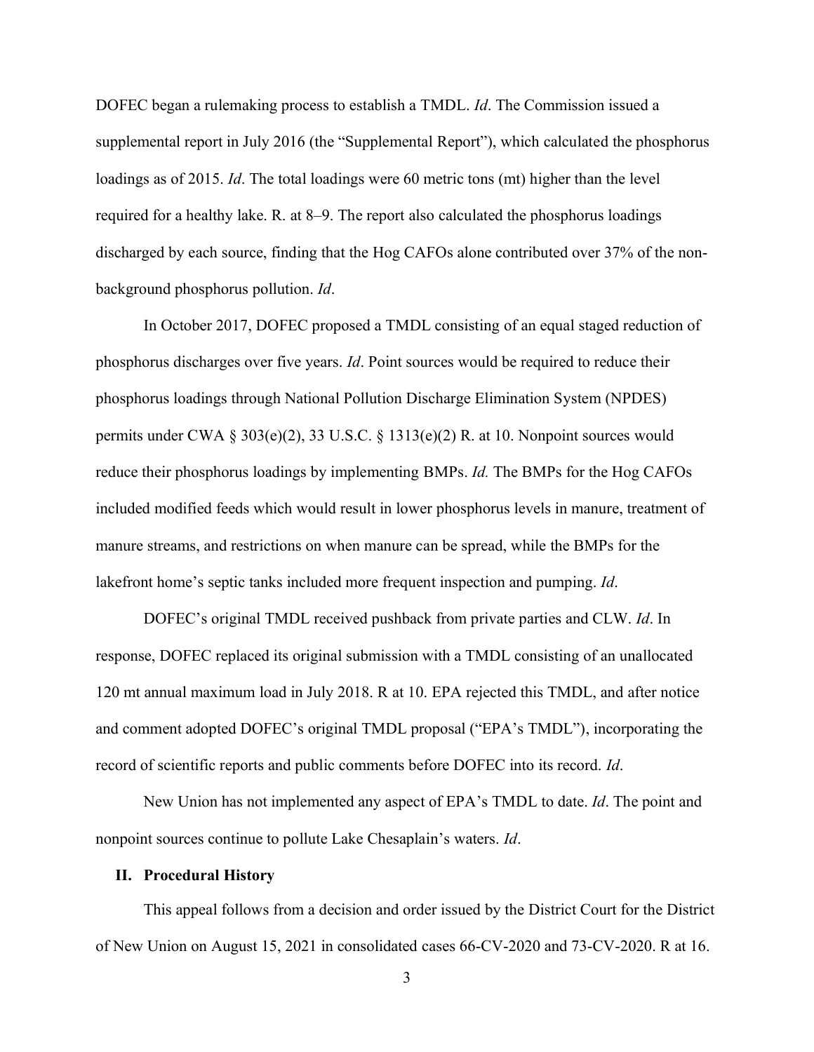DOFEC began a rulemaking process to establish a TMDL. *Id*. The Commission issued a supplemental report in July 2016 (the "Supplemental Report"), which calculated the phosphorus loadings as of 2015. *Id*. The total loadings were 60 metric tons (mt) higher than the level required for a healthy lake. R. at 8–9. The report also calculated the phosphorus loadings discharged by each source, finding that the Hog CAFOs alone contributed over 37% of the non-background phosphorus pollution. *Id*.

In October 2017, DOFEC proposed a TMDL consisting of an equal staged reduction of phosphorus discharges over five years. *Id*. Point sources would be required to reduce their phosphorus loadings through National Pollution Discharge Elimination System (NPDES) permits under CWA § 303(e)(2), 33 U.S.C. § 1313(e)(2) R. at 10. Nonpoint sources would reduce their phosphorus loadings by implementing BMPs. *Id.* The BMPs for the Hog CAFOs included modified feeds which would result in lower phosphorus levels in manure, treatment of manure streams, and restrictions on when manure can be spread, while the BMPs for the lakefront home's septic tanks included more frequent inspection and pumping. *Id*.

DOFEC's original TMDL received pushback from private parties and CLW. *Id*. In response, DOFEC replaced its original submission with a TMDL consisting of an unallocated 120 mt annual maximum load in July 2018. R at 10. EPA rejected this TMDL, and after notice and comment adopted DOFEC's original TMDL proposal ("EPA's TMDL"), incorporating the record of scientific reports and public comments before DOFEC into its record. *Id*.

New Union has not implemented any aspect of EPA's TMDL to date. *Id*. The point and nonpoint sources continue to pollute Lake Chesaplain's waters. *Id*.

## II. Procedural History

This appeal follows from a decision and order issued by the District Court for the District of New Union on August 15, 2021 in consolidated cases 66-CV-2020 and 73-CV-2020. R at 16.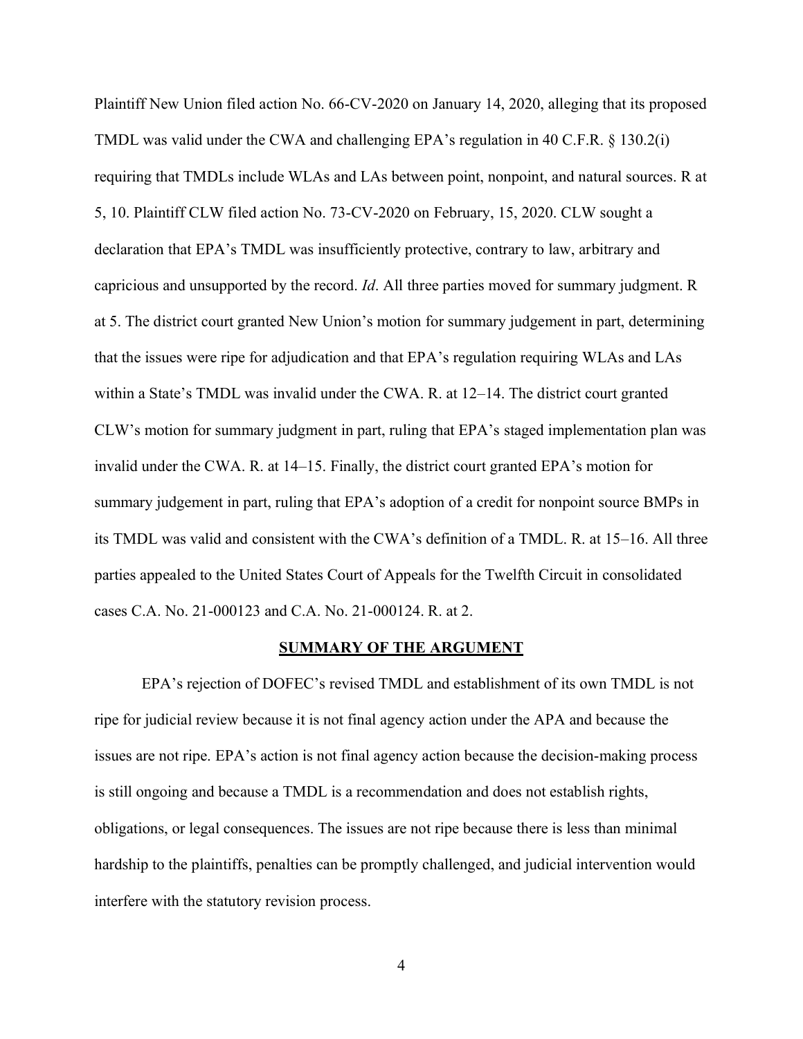Plaintiff New Union filed action No. 66-CV-2020 on January 14, 2020, alleging that its proposed TMDL was valid under the CWA and challenging EPA's regulation in 40 C.F.R. § 130.2(i) requiring that TMDLs include WLAs and LAs between point, nonpoint, and natural sources. R at 5, 10. Plaintiff CLW filed action No. 73-CV-2020 on February, 15, 2020. CLW sought a declaration that EPA's TMDL was insufficiently protective, contrary to law, arbitrary and capricious and unsupported by the record. *Id*. All three parties moved for summary judgment. R at 5. The district court granted New Union's motion for summary judgement in part, determining that the issues were ripe for adjudication and that EPA's regulation requiring WLAs and LAs within a State's TMDL was invalid under the CWA. R. at 12–14. The district court granted CLW's motion for summary judgment in part, ruling that EPA's staged implementation plan was invalid under the CWA. R. at 14–15. Finally, the district court granted EPA's motion for summary judgement in part, ruling that EPA's adoption of a credit for nonpoint source BMPs in its TMDL was valid and consistent with the CWA's definition of a TMDL. R. at 15–16. All three parties appealed to the United States Court of Appeals for the Twelfth Circuit in consolidated cases C.A. No. 21-000123 and C.A. No. 21-000124. R. at 2.

## SUMMARY OF THE ARGUMENT

EPA's rejection of DOFEC's revised TMDL and establishment of its own TMDL is not ripe for judicial review because it is not final agency action under the APA and because the issues are not ripe. EPA's action is not final agency action because the decision-making process is still ongoing and because a TMDL is a recommendation and does not establish rights, obligations, or legal consequences. The issues are not ripe because there is less than minimal hardship to the plaintiffs, penalties can be promptly challenged, and judicial intervention would interfere with the statutory revision process.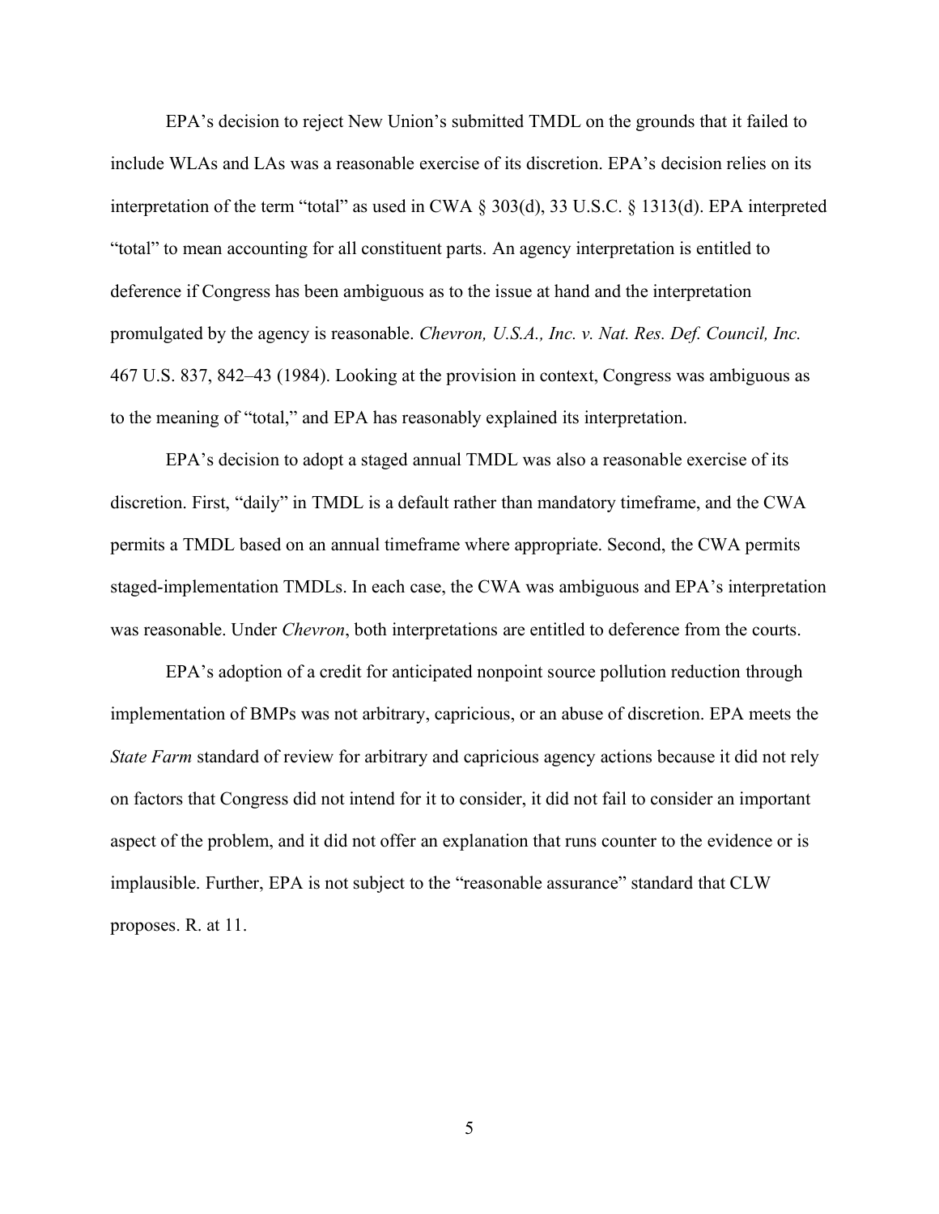EPA's decision to reject New Union's submitted TMDL on the grounds that it failed to include WLAs and LAs was a reasonable exercise of its discretion. EPA's decision relies on its interpretation of the term "total" as used in CWA § 303(d), 33 U.S.C. § 1313(d). EPA interpreted "total" to mean accounting for all constituent parts. An agency interpretation is entitled to deference if Congress has been ambiguous as to the issue at hand and the interpretation promulgated by the agency is reasonable. *Chevron, U.S.A., Inc. v. Nat. Res. Def. Council, Inc.* 467 U.S. 837, 842–43 (1984). Looking at the provision in context, Congress was ambiguous as to the meaning of "total," and EPA has reasonably explained its interpretation.

EPA's decision to adopt a staged annual TMDL was also a reasonable exercise of its discretion. First, "daily" in TMDL is a default rather than mandatory timeframe, and the CWA permits a TMDL based on an annual timeframe where appropriate. Second, the CWA permits staged-implementation TMDLs. In each case, the CWA was ambiguous and EPA's interpretation was reasonable. Under *Chevron*, both interpretations are entitled to deference from the courts.

EPA's adoption of a credit for anticipated nonpoint source pollution reduction through implementation of BMPs was not arbitrary, capricious, or an abuse of discretion. EPA meets the *State Farm* standard of review for arbitrary and capricious agency actions because it did not rely on factors that Congress did not intend for it to consider, it did not fail to consider an important aspect of the problem, and it did not offer an explanation that runs counter to the evidence or is implausible. Further, EPA is not subject to the "reasonable assurance" standard that CLW proposes. R. at 11.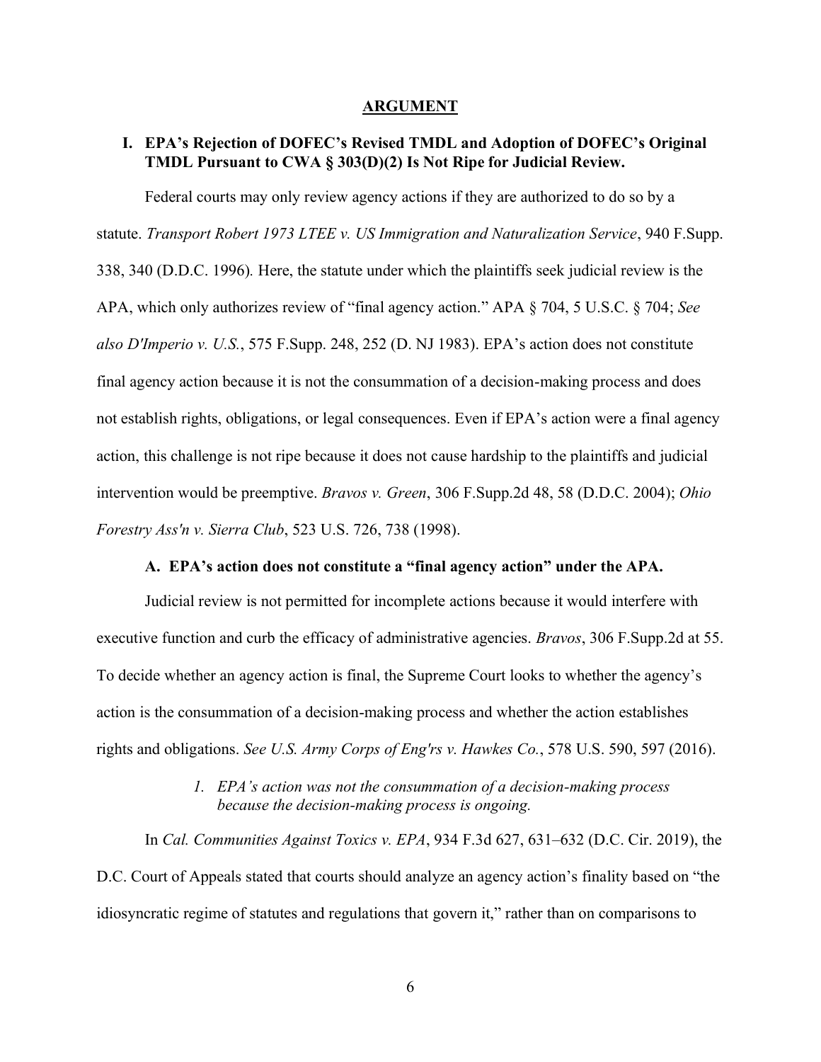## ARGUMENT

### I. EPA's Rejection of DOFEC's Revised TMDL and Adoption of DOFEC's Original TMDL Pursuant to CWA § 303(D)(2) Is Not Ripe for Judicial Review.

Federal courts may only review agency actions if they are authorized to do so by a statute. *Transport Robert 1973 LTEE v. US Immigration and Naturalization Service*, 940 F.Supp. 338, 340 (D.D.C. 1996). Here, the statute under which the plaintiffs seek judicial review is the APA, which only authorizes review of "final agency action." APA § 704, 5 U.S.C. § 704; *See also D'Imperio v. U.S.*, 575 F.Supp. 248, 252 (D. NJ 1983). EPA's action does not constitute final agency action because it is not the consummation of a decision-making process and does not establish rights, obligations, or legal consequences. Even if EPA's action were a final agency action, this challenge is not ripe because it does not cause hardship to the plaintiffs and judicial intervention would be preemptive. *Bravos v. Green*, 306 F.Supp.2d 48, 58 (D.D.C. 2004); *Ohio Forestry Ass'n v. Sierra Club*, 523 U.S. 726, 738 (1998).

#### A. EPA's action does not constitute a "final agency action" under the APA.

Judicial review is not permitted for incomplete actions because it would interfere with executive function and curb the efficacy of administrative agencies. *Bravos*, 306 F.Supp.2d at 55. To decide whether an agency action is final, the Supreme Court looks to whether the agency's action is the consummation of a decision-making process and whether the action establishes rights and obligations. *See U.S. Army Corps of Eng'rs v. Hawkes Co.*, 578 U.S. 590, 597 (2016).

##### *1. EPA's action was not the consummation of a decision-making process because the decision-making process is ongoing.*

In *Cal. Communities Against Toxics v. EPA*, 934 F.3d 627, 631–632 (D.C. Cir. 2019), the D.C. Court of Appeals stated that courts should analyze an agency action's finality based on "the idiosyncratic regime of statutes and regulations that govern it," rather than on comparisons to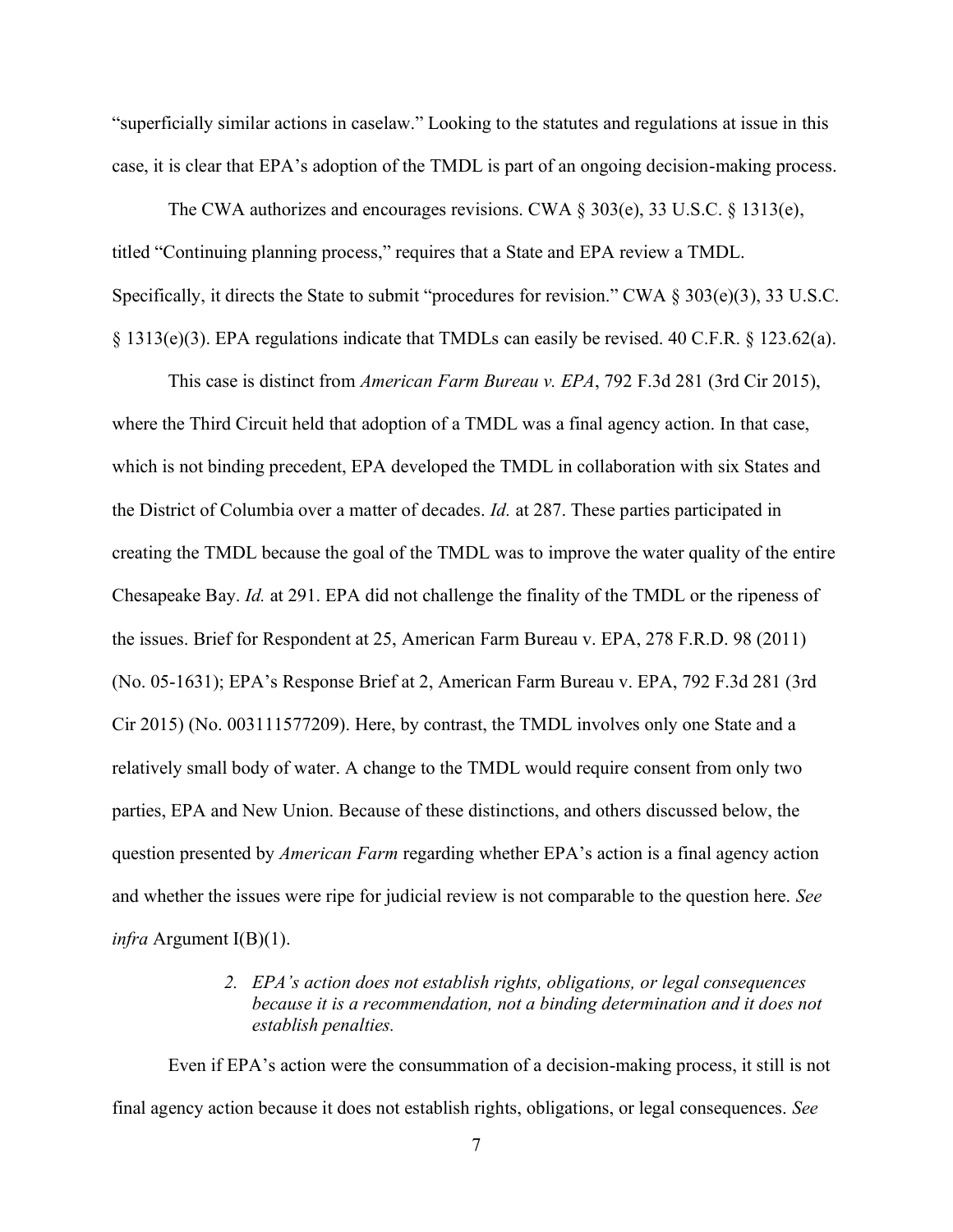"superficially similar actions in caselaw." Looking to the statutes and regulations at issue in this case, it is clear that EPA's adoption of the TMDL is part of an ongoing decision-making process.

The CWA authorizes and encourages revisions. CWA § 303(e), 33 U.S.C. § 1313(e), titled "Continuing planning process," requires that a State and EPA review a TMDL. Specifically, it directs the State to submit "procedures for revision." CWA § 303(e)(3), 33 U.S.C. § 1313(e)(3). EPA regulations indicate that TMDLs can easily be revised. 40 C.F.R. § 123.62(a).

This case is distinct from *American Farm Bureau v. EPA*, 792 F.3d 281 (3rd Cir 2015), where the Third Circuit held that adoption of a TMDL was a final agency action. In that case, which is not binding precedent, EPA developed the TMDL in collaboration with six States and the District of Columbia over a matter of decades. *Id.* at 287. These parties participated in creating the TMDL because the goal of the TMDL was to improve the water quality of the entire Chesapeake Bay. *Id.* at 291. EPA did not challenge the finality of the TMDL or the ripeness of the issues. Brief for Respondent at 25, American Farm Bureau v. EPA, 278 F.R.D. 98 (2011) (No. 05-1631); EPA's Response Brief at 2, American Farm Bureau v. EPA, 792 F.3d 281 (3rd Cir 2015) (No. 003111577209). Here, by contrast, the TMDL involves only one State and a relatively small body of water. A change to the TMDL would require consent from only two parties, EPA and New Union. Because of these distinctions, and others discussed below, the question presented by *American Farm* regarding whether EPA's action is a final agency action and whether the issues were ripe for judicial review is not comparable to the question here. *See infra* Argument I(B)(1).

*2. EPA's action does not establish rights, obligations, or legal consequences because it is a recommendation, not a binding determination and it does not establish penalties.*

Even if EPA's action were the consummation of a decision-making process, it still is not final agency action because it does not establish rights, obligations, or legal consequences. *See*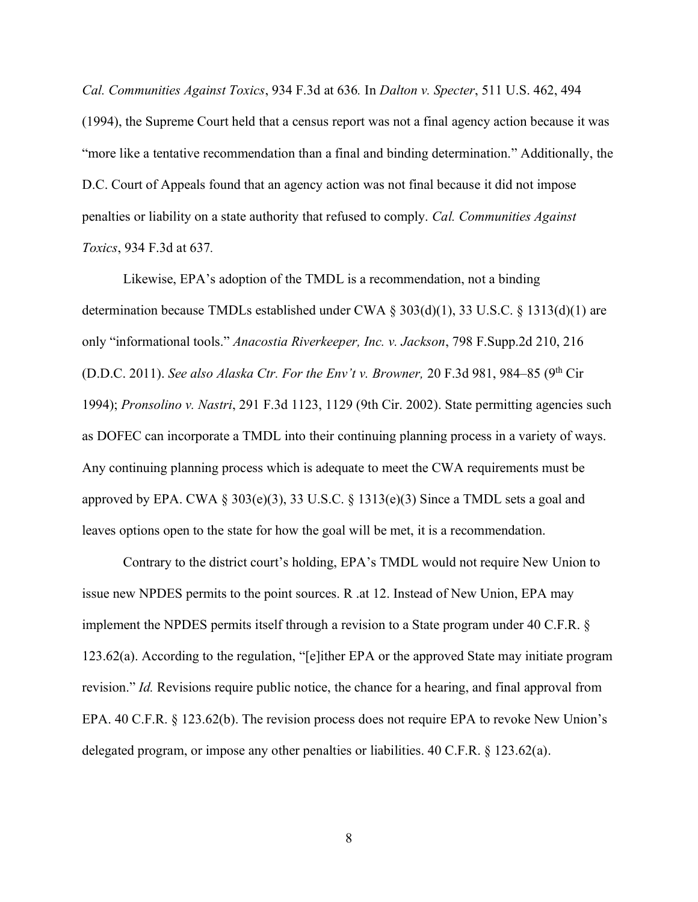*Cal. Communities Against Toxics*, 934 F.3d at 636*.* In *Dalton v. Specter*, 511 U.S. 462, 494 (1994), the Supreme Court held that a census report was not a final agency action because it was "more like a tentative recommendation than a final and binding determination." Additionally, the D.C. Court of Appeals found that an agency action was not final because it did not impose penalties or liability on a state authority that refused to comply. *Cal. Communities Against Toxics*, 934 F.3d at 637*.*

Likewise, EPA's adoption of the TMDL is a recommendation, not a binding determination because TMDLs established under CWA § 303(d)(1), 33 U.S.C. § 1313(d)(1) are only "informational tools." *Anacostia Riverkeeper, Inc. v. Jackson*, 798 F.Supp.2d 210, 216 (D.D.C. 2011). *See also Alaska Ctr. For the Env't v. Browner,* 20 F.3d 981, 984–85 (9th Cir 1994); *Pronsolino v. Nastri*, 291 F.3d 1123, 1129 (9th Cir. 2002). State permitting agencies such as DOFEC can incorporate a TMDL into their continuing planning process in a variety of ways. Any continuing planning process which is adequate to meet the CWA requirements must be approved by EPA. CWA § 303(e)(3), 33 U.S.C. § 1313(e)(3) Since a TMDL sets a goal and leaves options open to the state for how the goal will be met, it is a recommendation.

Contrary to the district court's holding, EPA's TMDL would not require New Union to issue new NPDES permits to the point sources. R .at 12. Instead of New Union, EPA may implement the NPDES permits itself through a revision to a State program under 40 C.F.R. § 123.62(a). According to the regulation, "[e]ither EPA or the approved State may initiate program revision." *Id.* Revisions require public notice, the chance for a hearing, and final approval from EPA. 40 C.F.R. § 123.62(b). The revision process does not require EPA to revoke New Union's delegated program, or impose any other penalties or liabilities. 40 C.F.R. § 123.62(a).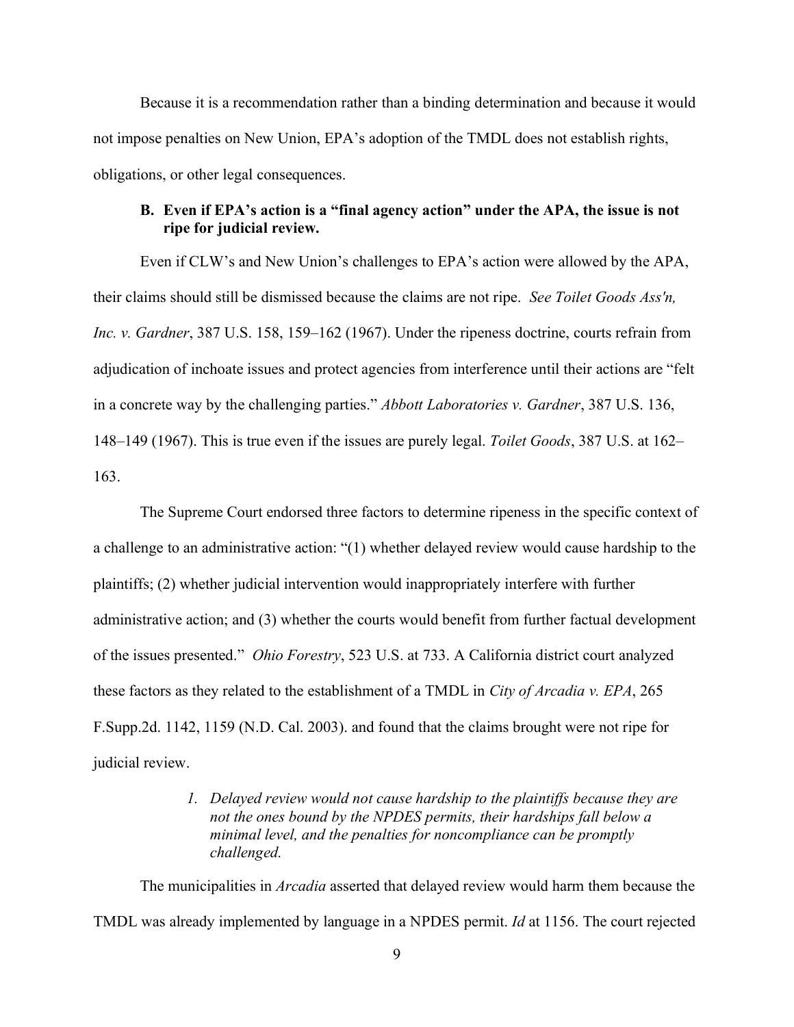Because it is a recommendation rather than a binding determination and because it would not impose penalties on New Union, EPA's adoption of the TMDL does not establish rights, obligations, or other legal consequences.

### B. Even if EPA's action is a "final agency action" under the APA, the issue is not ripe for judicial review.

Even if CLW's and New Union's challenges to EPA's action were allowed by the APA, their claims should still be dismissed because the claims are not ripe. *See Toilet Goods Ass'n, Inc. v. Gardner*, 387 U.S. 158, 159–162 (1967). Under the ripeness doctrine, courts refrain from adjudication of inchoate issues and protect agencies from interference until their actions are "felt in a concrete way by the challenging parties." *Abbott Laboratories v. Gardner*, 387 U.S. 136, 148–149 (1967). This is true even if the issues are purely legal. *Toilet Goods*, 387 U.S. at 162–163.

The Supreme Court endorsed three factors to determine ripeness in the specific context of a challenge to an administrative action: "(1) whether delayed review would cause hardship to the plaintiffs; (2) whether judicial intervention would inappropriately interfere with further administrative action; and (3) whether the courts would benefit from further factual development of the issues presented." *Ohio Forestry*, 523 U.S. at 733. A California district court analyzed these factors as they related to the establishment of a TMDL in *City of Arcadia v. EPA*, 265 F.Supp.2d. 1142, 1159 (N.D. Cal. 2003). and found that the claims brought were not ripe for judicial review.

#### *1. Delayed review would not cause hardship to the plaintiffs because they are not the ones bound by the NPDES permits, their hardships fall below a minimal level, and the penalties for noncompliance can be promptly challenged.*

The municipalities in *Arcadia* asserted that delayed review would harm them because the TMDL was already implemented by language in a NPDES permit. *Id* at 1156. The court rejected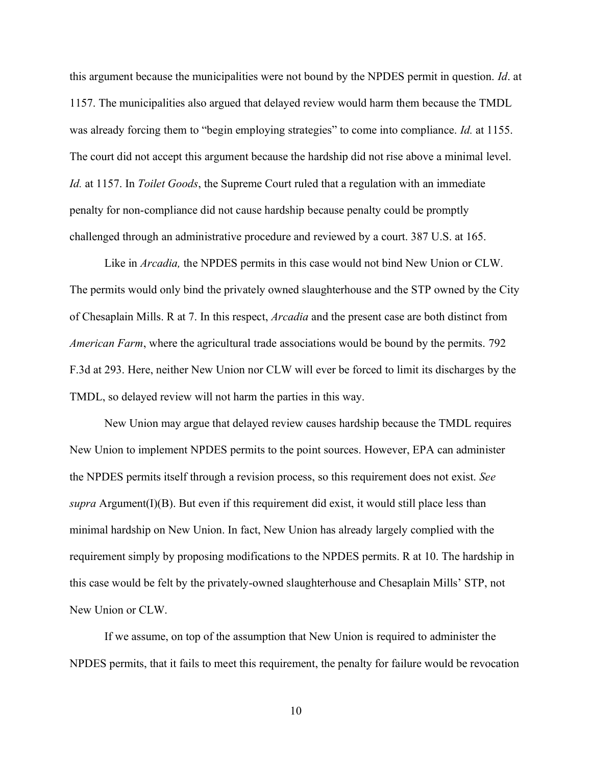this argument because the municipalities were not bound by the NPDES permit in question. *Id*. at 1157. The municipalities also argued that delayed review would harm them because the TMDL was already forcing them to "begin employing strategies" to come into compliance. *Id.* at 1155. The court did not accept this argument because the hardship did not rise above a minimal level. *Id.* at 1157. In *Toilet Goods*, the Supreme Court ruled that a regulation with an immediate penalty for non-compliance did not cause hardship because penalty could be promptly challenged through an administrative procedure and reviewed by a court. 387 U.S. at 165.

Like in *Arcadia,* the NPDES permits in this case would not bind New Union or CLW. The permits would only bind the privately owned slaughterhouse and the STP owned by the City of Chesaplain Mills. R at 7. In this respect, *Arcadia* and the present case are both distinct from *American Farm*, where the agricultural trade associations would be bound by the permits. 792 F.3d at 293. Here, neither New Union nor CLW will ever be forced to limit its discharges by the TMDL, so delayed review will not harm the parties in this way.

New Union may argue that delayed review causes hardship because the TMDL requires New Union to implement NPDES permits to the point sources. However, EPA can administer the NPDES permits itself through a revision process, so this requirement does not exist. *See supra* Argument(I)(B). But even if this requirement did exist, it would still place less than minimal hardship on New Union. In fact, New Union has already largely complied with the requirement simply by proposing modifications to the NPDES permits. R at 10. The hardship in this case would be felt by the privately-owned slaughterhouse and Chesaplain Mills' STP, not New Union or CLW.

If we assume, on top of the assumption that New Union is required to administer the NPDES permits, that it fails to meet this requirement, the penalty for failure would be revocation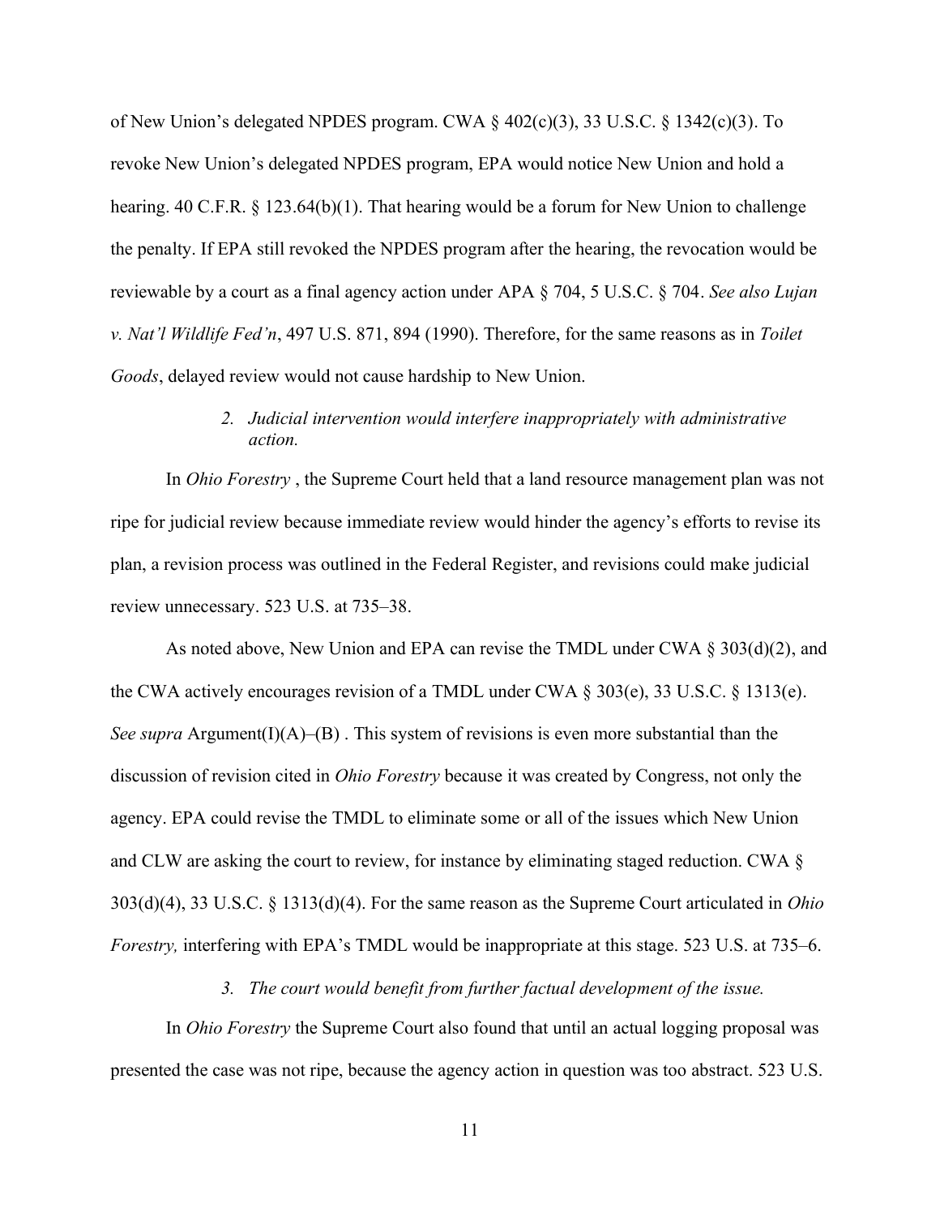of New Union's delegated NPDES program. CWA § 402(c)(3), 33 U.S.C. § 1342(c)(3). To revoke New Union's delegated NPDES program, EPA would notice New Union and hold a hearing. 40 C.F.R. § 123.64(b)(1). That hearing would be a forum for New Union to challenge the penalty. If EPA still revoked the NPDES program after the hearing, the revocation would be reviewable by a court as a final agency action under APA § 704, 5 U.S.C. § 704. *See also Lujan v. Nat'l Wildlife Fed'n*, 497 U.S. 871, 894 (1990). Therefore, for the same reasons as in *Toilet Goods*, delayed review would not cause hardship to New Union.

#### 2. *Judicial intervention would interfere inappropriately with administrative action.*

In *Ohio Forestry* , the Supreme Court held that a land resource management plan was not ripe for judicial review because immediate review would hinder the agency's efforts to revise its plan, a revision process was outlined in the Federal Register, and revisions could make judicial review unnecessary. 523 U.S. at 735–38.

As noted above, New Union and EPA can revise the TMDL under CWA § 303(d)(2), and the CWA actively encourages revision of a TMDL under CWA § 303(e), 33 U.S.C. § 1313(e). *See supra* Argument(I)(A)–(B) . This system of revisions is even more substantial than the discussion of revision cited in *Ohio Forestry* because it was created by Congress, not only the agency. EPA could revise the TMDL to eliminate some or all of the issues which New Union and CLW are asking the court to review, for instance by eliminating staged reduction. CWA § 303(d)(4), 33 U.S.C. § 1313(d)(4). For the same reason as the Supreme Court articulated in *Ohio Forestry,* interfering with EPA's TMDL would be inappropriate at this stage. 523 U.S. at 735–6.

#### 3. *The court would benefit from further factual development of the issue.*

In *Ohio Forestry* the Supreme Court also found that until an actual logging proposal was presented the case was not ripe, because the agency action in question was too abstract. 523 U.S.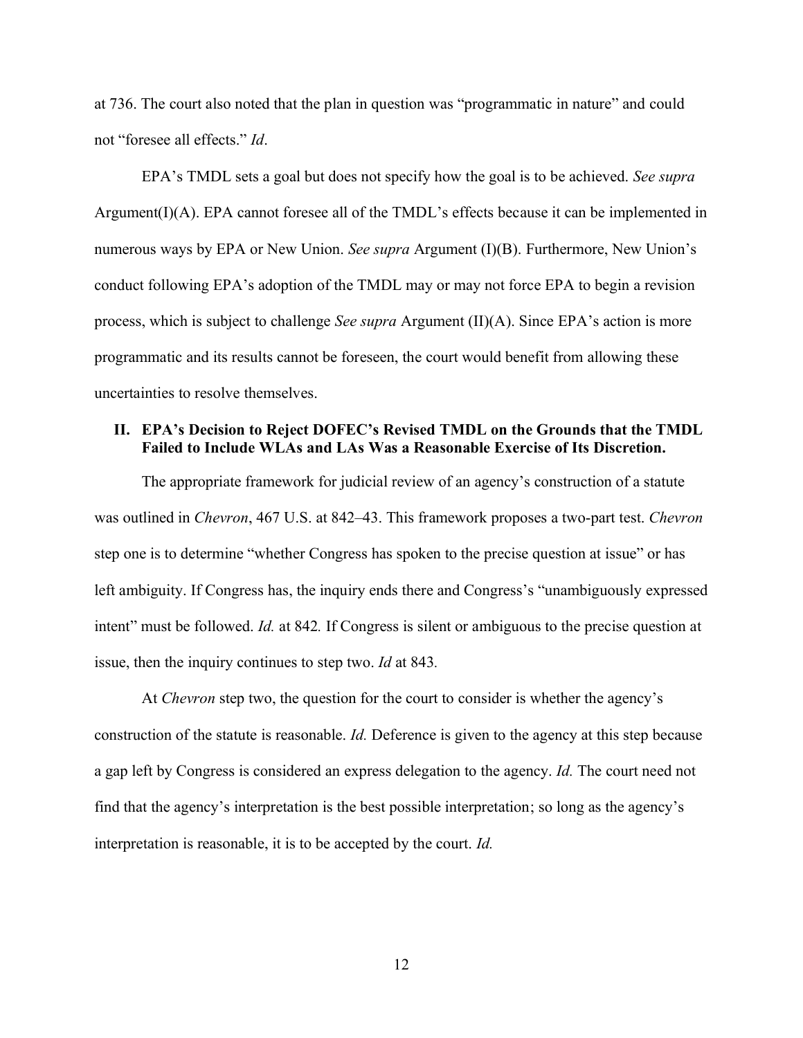at 736. The court also noted that the plan in question was "programmatic in nature" and could not "foresee all effects." *Id*.

EPA's TMDL sets a goal but does not specify how the goal is to be achieved. *See supra* Argument(I)(A). EPA cannot foresee all of the TMDL's effects because it can be implemented in numerous ways by EPA or New Union. *See supra* Argument (I)(B). Furthermore, New Union's conduct following EPA's adoption of the TMDL may or may not force EPA to begin a revision process, which is subject to challenge *See supra* Argument (II)(A). Since EPA's action is more programmatic and its results cannot be foreseen, the court would benefit from allowing these uncertainties to resolve themselves.

## II. EPA's Decision to Reject DOFEC's Revised TMDL on the Grounds that the TMDL Failed to Include WLAs and LAs Was a Reasonable Exercise of Its Discretion.

The appropriate framework for judicial review of an agency's construction of a statute was outlined in *Chevron*, 467 U.S. at 842–43. This framework proposes a two-part test. *Chevron* step one is to determine "whether Congress has spoken to the precise question at issue" or has left ambiguity. If Congress has, the inquiry ends there and Congress's "unambiguously expressed intent" must be followed. *Id.* at 842*.* If Congress is silent or ambiguous to the precise question at issue, then the inquiry continues to step two. *Id* at 843*.*

At *Chevron* step two, the question for the court to consider is whether the agency's construction of the statute is reasonable. *Id.* Deference is given to the agency at this step because a gap left by Congress is considered an express delegation to the agency. *Id.* The court need not find that the agency's interpretation is the best possible interpretation; so long as the agency's interpretation is reasonable, it is to be accepted by the court. *Id.*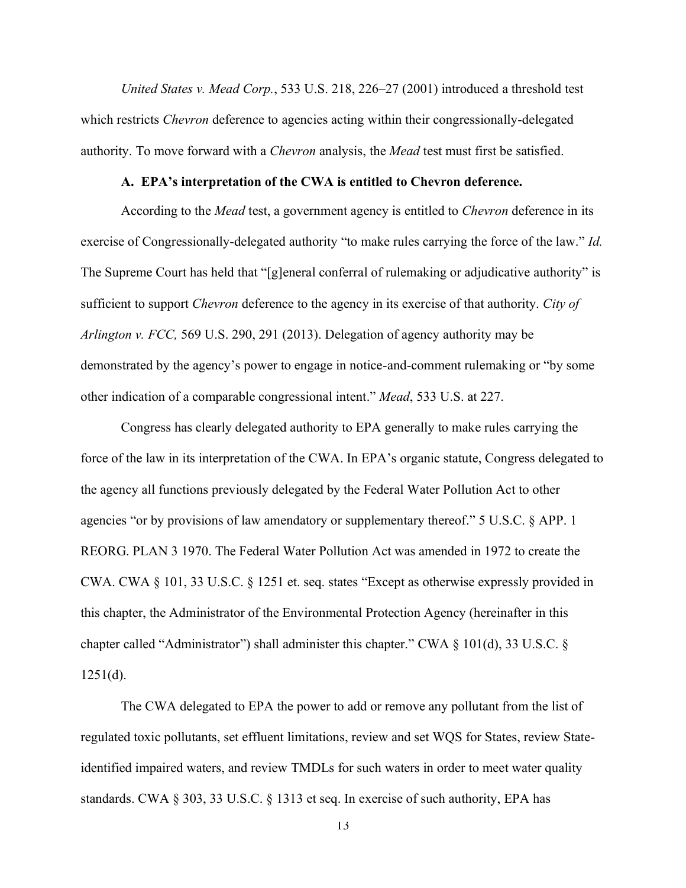*United States v. Mead Corp.*, 533 U.S. 218, 226–27 (2001) introduced a threshold test which restricts *Chevron* deference to agencies acting within their congressionally-delegated authority. To move forward with a *Chevron* analysis, the *Mead* test must first be satisfied.

### A. EPA's interpretation of the CWA is entitled to Chevron deference.

According to the *Mead* test, a government agency is entitled to *Chevron* deference in its exercise of Congressionally-delegated authority "to make rules carrying the force of the law." *Id.* The Supreme Court has held that "[g]eneral conferral of rulemaking or adjudicative authority" is sufficient to support *Chevron* deference to the agency in its exercise of that authority. *City of Arlington v. FCC,* 569 U.S. 290, 291 (2013). Delegation of agency authority may be demonstrated by the agency's power to engage in notice-and-comment rulemaking or "by some other indication of a comparable congressional intent." *Mead*, 533 U.S. at 227.

Congress has clearly delegated authority to EPA generally to make rules carrying the force of the law in its interpretation of the CWA. In EPA's organic statute, Congress delegated to the agency all functions previously delegated by the Federal Water Pollution Act to other agencies "or by provisions of law amendatory or supplementary thereof." 5 U.S.C. § APP. 1 REORG. PLAN 3 1970. The Federal Water Pollution Act was amended in 1972 to create the CWA. CWA § 101, 33 U.S.C. § 1251 et. seq. states "Except as otherwise expressly provided in this chapter, the Administrator of the Environmental Protection Agency (hereinafter in this chapter called "Administrator") shall administer this chapter." CWA § 101(d), 33 U.S.C. § 1251(d).

The CWA delegated to EPA the power to add or remove any pollutant from the list of regulated toxic pollutants, set effluent limitations, review and set WQS for States, review State-identified impaired waters, and review TMDLs for such waters in order to meet water quality standards. CWA § 303, 33 U.S.C. § 1313 et seq. In exercise of such authority, EPA has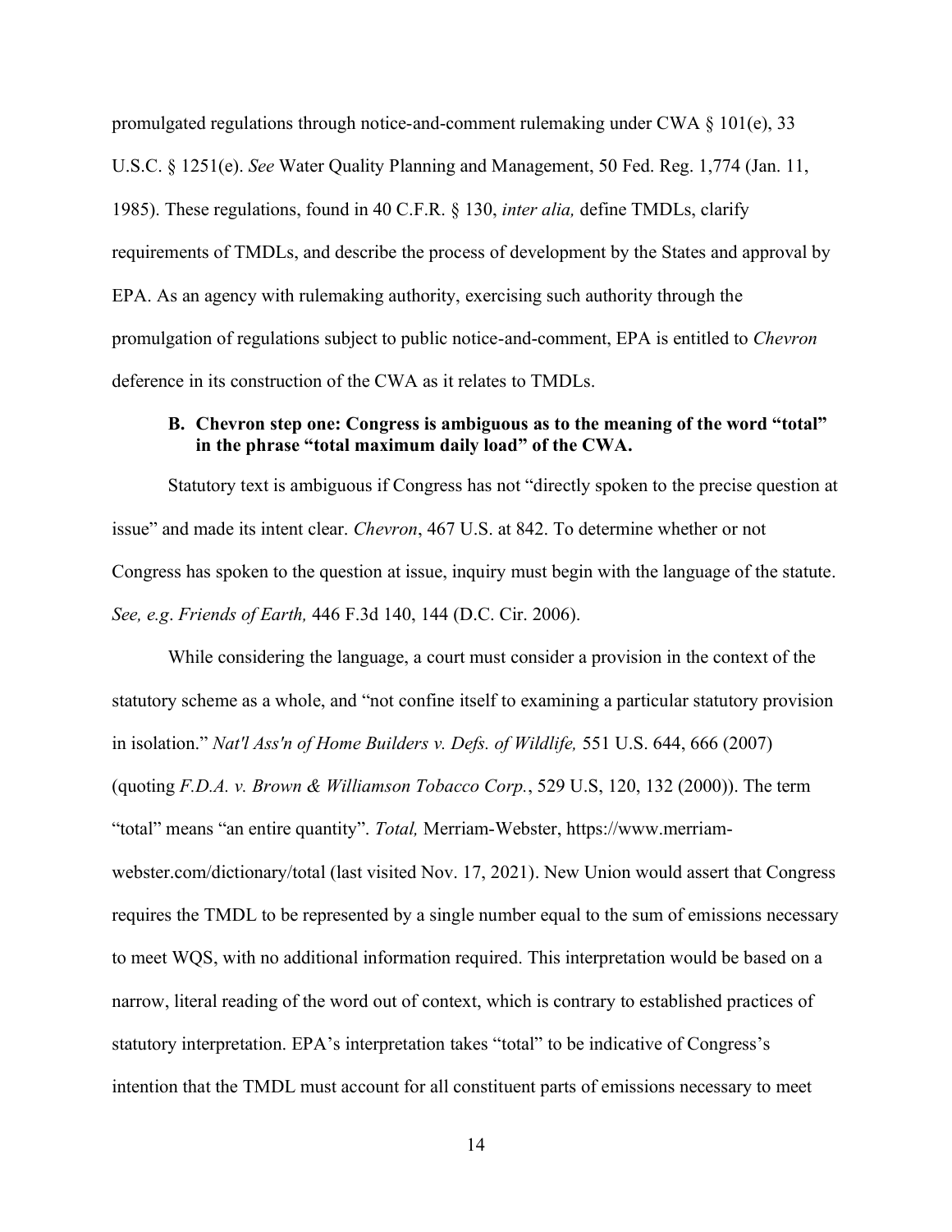promulgated regulations through notice-and-comment rulemaking under CWA § 101(e), 33 U.S.C. § 1251(e). *See* Water Quality Planning and Management, 50 Fed. Reg. 1,774 (Jan. 11, 1985). These regulations, found in 40 C.F.R. § 130, *inter alia,* define TMDLs, clarify requirements of TMDLs, and describe the process of development by the States and approval by EPA. As an agency with rulemaking authority, exercising such authority through the promulgation of regulations subject to public notice-and-comment, EPA is entitled to *Chevron* deference in its construction of the CWA as it relates to TMDLs.

### B. Chevron step one: Congress is ambiguous as to the meaning of the word "total" in the phrase "total maximum daily load" of the CWA.

Statutory text is ambiguous if Congress has not "directly spoken to the precise question at issue" and made its intent clear. *Chevron*, 467 U.S. at 842. To determine whether or not Congress has spoken to the question at issue, inquiry must begin with the language of the statute. *See, e.g*. *Friends of Earth,* 446 F.3d 140, 144 (D.C. Cir. 2006).

While considering the language, a court must consider a provision in the context of the statutory scheme as a whole, and "not confine itself to examining a particular statutory provision in isolation." *Nat'l Ass'n of Home Builders v. Defs. of Wildlife,* 551 U.S. 644, 666 (2007) (quoting *F.D.A. v. Brown & Williamson Tobacco Corp.*, 529 U.S, 120, 132 (2000)). The term "total" means "an entire quantity". *Total,* Merriam-Webster, https://www.merriam-webster.com/dictionary/total (last visited Nov. 17, 2021). New Union would assert that Congress requires the TMDL to be represented by a single number equal to the sum of emissions necessary to meet WQS, with no additional information required. This interpretation would be based on a narrow, literal reading of the word out of context, which is contrary to established practices of statutory interpretation. EPA's interpretation takes "total" to be indicative of Congress's intention that the TMDL must account for all constituent parts of emissions necessary to meet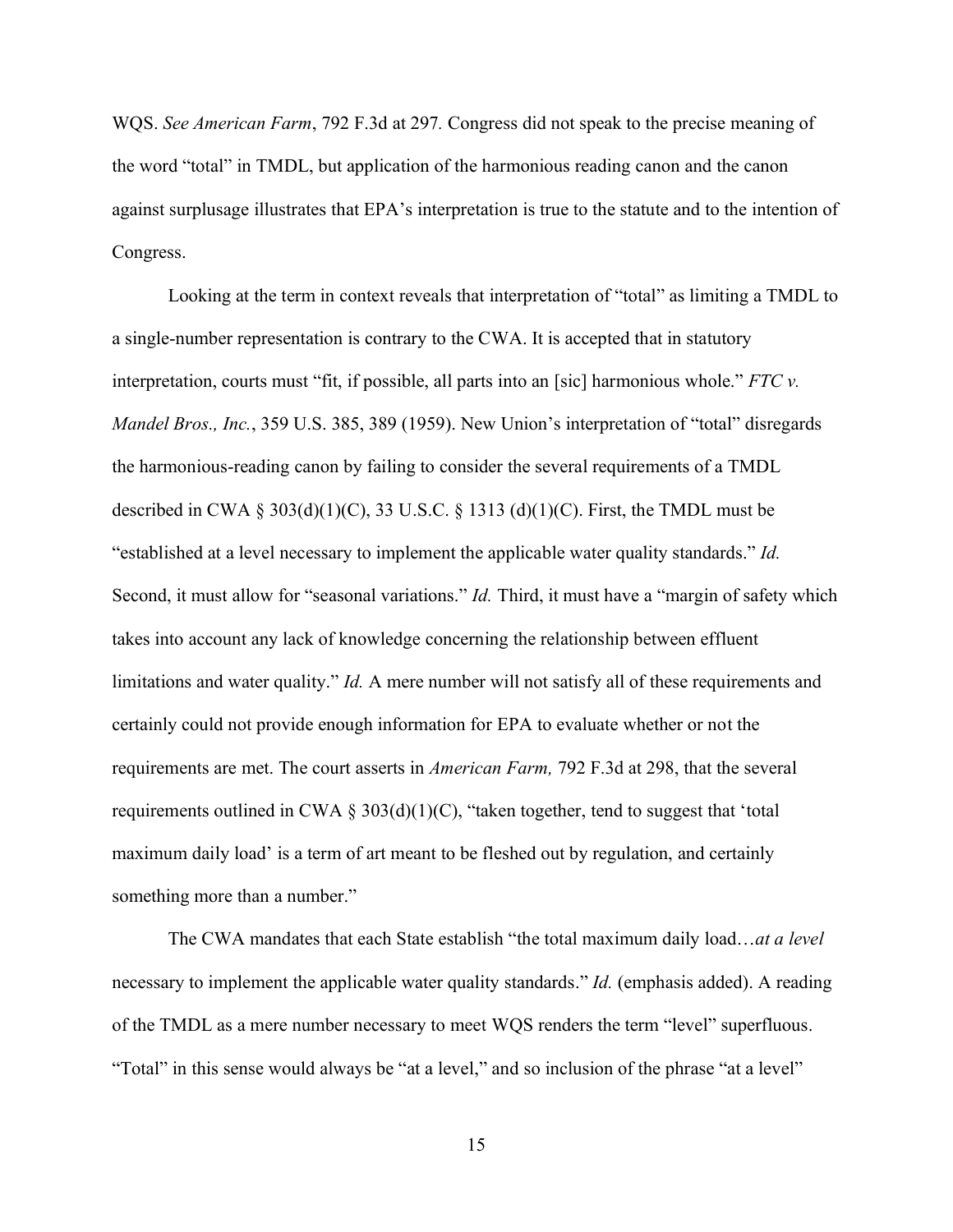WQS. *See American Farm*, 792 F.3d at 297. Congress did not speak to the precise meaning of the word "total" in TMDL, but application of the harmonious reading canon and the canon against surplusage illustrates that EPA's interpretation is true to the statute and to the intention of Congress.

Looking at the term in context reveals that interpretation of "total" as limiting a TMDL to a single-number representation is contrary to the CWA. It is accepted that in statutory interpretation, courts must "fit, if possible, all parts into an [sic] harmonious whole." *FTC v. Mandel Bros., Inc.*, 359 U.S. 385, 389 (1959). New Union's interpretation of "total" disregards the harmonious-reading canon by failing to consider the several requirements of a TMDL described in CWA § 303(d)(1)(C), 33 U.S.C. § 1313 (d)(1)(C). First, the TMDL must be "established at a level necessary to implement the applicable water quality standards." *Id.* Second, it must allow for "seasonal variations." *Id.* Third, it must have a "margin of safety which takes into account any lack of knowledge concerning the relationship between effluent limitations and water quality." *Id.* A mere number will not satisfy all of these requirements and certainly could not provide enough information for EPA to evaluate whether or not the requirements are met. The court asserts in *American Farm,* 792 F.3d at 298, that the several requirements outlined in CWA § 303(d)(1)(C), "taken together, tend to suggest that 'total maximum daily load' is a term of art meant to be fleshed out by regulation, and certainly something more than a number."

The CWA mandates that each State establish "the total maximum daily load…*at a level* necessary to implement the applicable water quality standards." *Id.* (emphasis added). A reading of the TMDL as a mere number necessary to meet WQS renders the term "level" superfluous. "Total" in this sense would always be "at a level," and so inclusion of the phrase "at a level"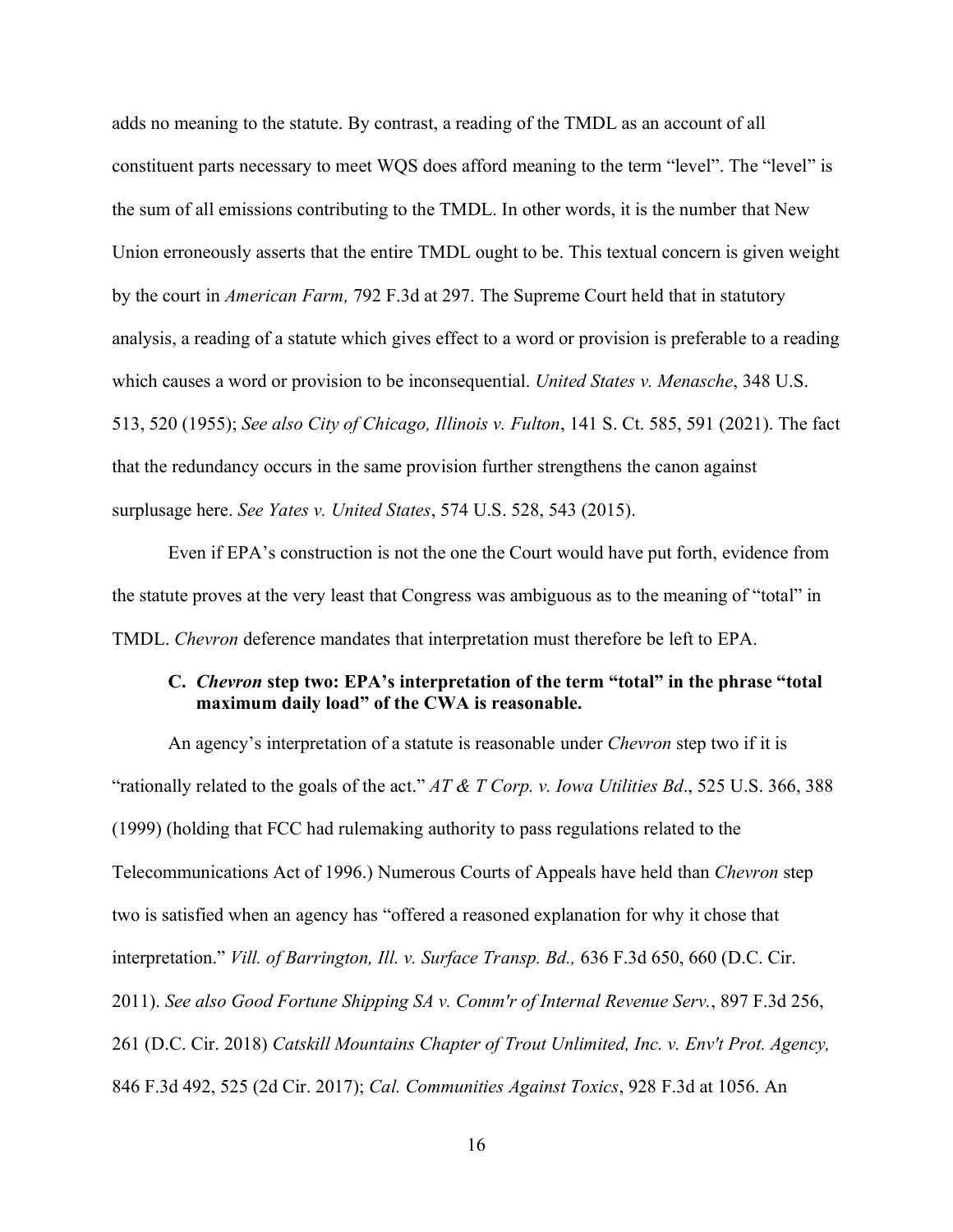adds no meaning to the statute. By contrast, a reading of the TMDL as an account of all constituent parts necessary to meet WQS does afford meaning to the term "level". The "level" is the sum of all emissions contributing to the TMDL. In other words, it is the number that New Union erroneously asserts that the entire TMDL ought to be. This textual concern is given weight by the court in *American Farm,* 792 F.3d at 297. The Supreme Court held that in statutory analysis, a reading of a statute which gives effect to a word or provision is preferable to a reading which causes a word or provision to be inconsequential. *United States v. Menasche*, 348 U.S. 513, 520 (1955); *See also City of Chicago, Illinois v. Fulton*, 141 S. Ct. 585, 591 (2021). The fact that the redundancy occurs in the same provision further strengthens the canon against surplusage here. *See Yates v. United States*, 574 U.S. 528, 543 (2015).

Even if EPA's construction is not the one the Court would have put forth, evidence from the statute proves at the very least that Congress was ambiguous as to the meaning of "total" in TMDL. *Chevron* deference mandates that interpretation must therefore be left to EPA.

### C. *Chevron* step two: EPA's interpretation of the term "total" in the phrase "total maximum daily load" of the CWA is reasonable.

An agency's interpretation of a statute is reasonable under *Chevron* step two if it is "rationally related to the goals of the act." *AT & T Corp. v. Iowa Utilities Bd*., 525 U.S. 366, 388 (1999) (holding that FCC had rulemaking authority to pass regulations related to the Telecommunications Act of 1996.) Numerous Courts of Appeals have held than *Chevron* step two is satisfied when an agency has "offered a reasoned explanation for why it chose that interpretation." *Vill. of Barrington, Ill. v. Surface Transp. Bd.,* 636 F.3d 650, 660 (D.C. Cir. 2011). *See also Good Fortune Shipping SA v. Comm'r of Internal Revenue Serv.*, 897 F.3d 256, 261 (D.C. Cir. 2018) *Catskill Mountains Chapter of Trout Unlimited, Inc. v. Env't Prot. Agency,* 846 F.3d 492, 525 (2d Cir. 2017); *Cal. Communities Against Toxics*, 928 F.3d at 1056. An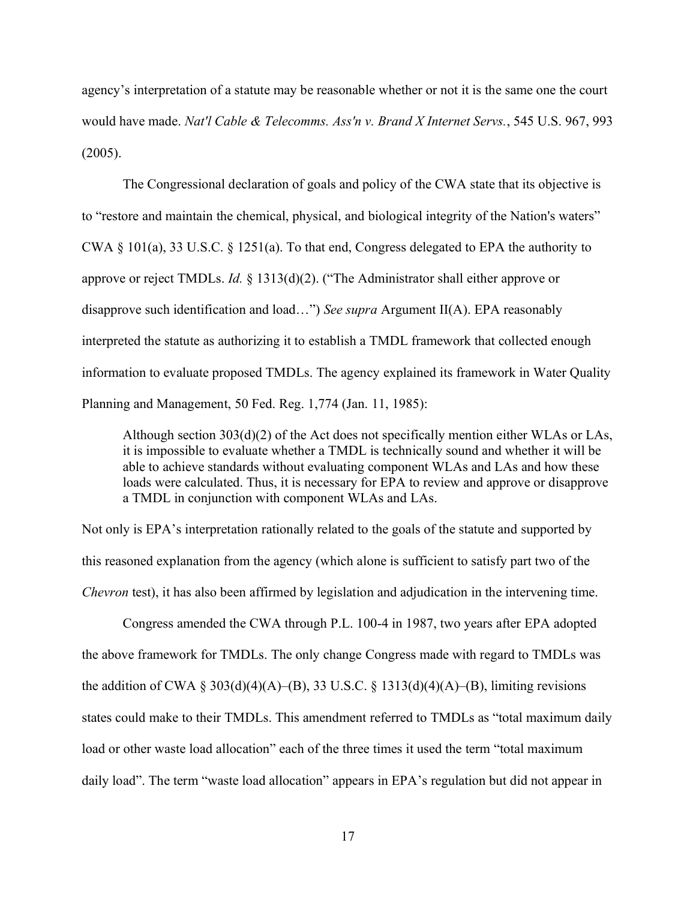agency's interpretation of a statute may be reasonable whether or not it is the same one the court would have made. *Nat'l Cable & Telecomms. Ass'n v. Brand X Internet Servs.*, 545 U.S. 967, 993 (2005).

The Congressional declaration of goals and policy of the CWA state that its objective is to "restore and maintain the chemical, physical, and biological integrity of the Nation's waters" CWA § 101(a), 33 U.S.C. § 1251(a). To that end, Congress delegated to EPA the authority to approve or reject TMDLs. *Id.* § 1313(d)(2). ("The Administrator shall either approve or disapprove such identification and load…") *See supra* Argument II(A). EPA reasonably interpreted the statute as authorizing it to establish a TMDL framework that collected enough information to evaluate proposed TMDLs. The agency explained its framework in Water Quality Planning and Management, 50 Fed. Reg. 1,774 (Jan. 11, 1985):

> Although section 303(d)(2) of the Act does not specifically mention either WLAs or LAs, it is impossible to evaluate whether a TMDL is technically sound and whether it will be able to achieve standards without evaluating component WLAs and LAs and how these loads were calculated. Thus, it is necessary for EPA to review and approve or disapprove a TMDL in conjunction with component WLAs and LAs.

Not only is EPA's interpretation rationally related to the goals of the statute and supported by this reasoned explanation from the agency (which alone is sufficient to satisfy part two of the *Chevron* test), it has also been affirmed by legislation and adjudication in the intervening time.

Congress amended the CWA through P.L. 100-4 in 1987, two years after EPA adopted the above framework for TMDLs. The only change Congress made with regard to TMDLs was the addition of CWA § 303(d)(4)(A)–(B), 33 U.S.C. § 1313(d)(4)(A)–(B), limiting revisions states could make to their TMDLs. This amendment referred to TMDLs as "total maximum daily load or other waste load allocation" each of the three times it used the term "total maximum daily load". The term "waste load allocation" appears in EPA's regulation but did not appear in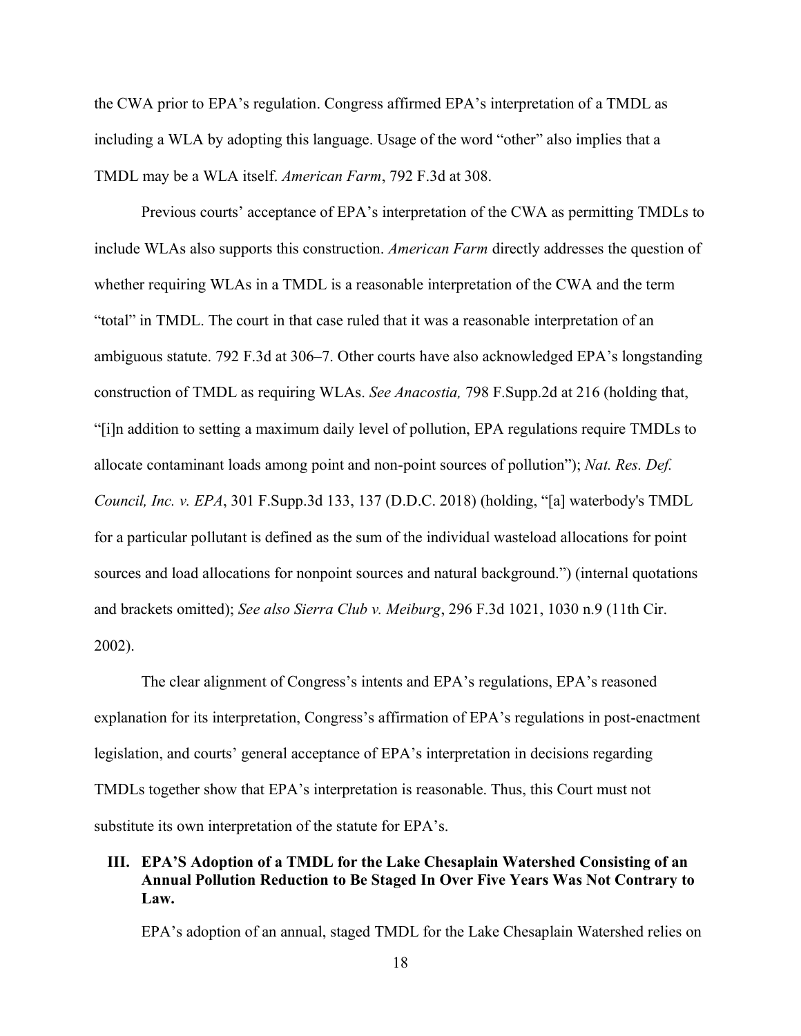the CWA prior to EPA's regulation. Congress affirmed EPA's interpretation of a TMDL as including a WLA by adopting this language. Usage of the word "other" also implies that a TMDL may be a WLA itself. *American Farm*, 792 F.3d at 308.

Previous courts' acceptance of EPA's interpretation of the CWA as permitting TMDLs to include WLAs also supports this construction. *American Farm* directly addresses the question of whether requiring WLAs in a TMDL is a reasonable interpretation of the CWA and the term "total" in TMDL. The court in that case ruled that it was a reasonable interpretation of an ambiguous statute. 792 F.3d at 306–7. Other courts have also acknowledged EPA's longstanding construction of TMDL as requiring WLAs. *See Anacostia,* 798 F.Supp.2d at 216 (holding that, "[i]n addition to setting a maximum daily level of pollution, EPA regulations require TMDLs to allocate contaminant loads among point and non-point sources of pollution"); *Nat. Res. Def. Council, Inc. v. EPA*, 301 F.Supp.3d 133, 137 (D.D.C. 2018) (holding, "[a] waterbody's TMDL for a particular pollutant is defined as the sum of the individual wasteload allocations for point sources and load allocations for nonpoint sources and natural background.") (internal quotations and brackets omitted); *See also Sierra Club v. Meiburg*, 296 F.3d 1021, 1030 n.9 (11th Cir. 2002).

The clear alignment of Congress's intents and EPA's regulations, EPA's reasoned explanation for its interpretation, Congress's affirmation of EPA's regulations in post-enactment legislation, and courts' general acceptance of EPA's interpretation in decisions regarding TMDLs together show that EPA's interpretation is reasonable. Thus, this Court must not substitute its own interpretation of the statute for EPA's.

### III. EPA'S Adoption of a TMDL for the Lake Chesaplain Watershed Consisting of an Annual Pollution Reduction to Be Staged In Over Five Years Was Not Contrary to Law.

EPA's adoption of an annual, staged TMDL for the Lake Chesaplain Watershed relies on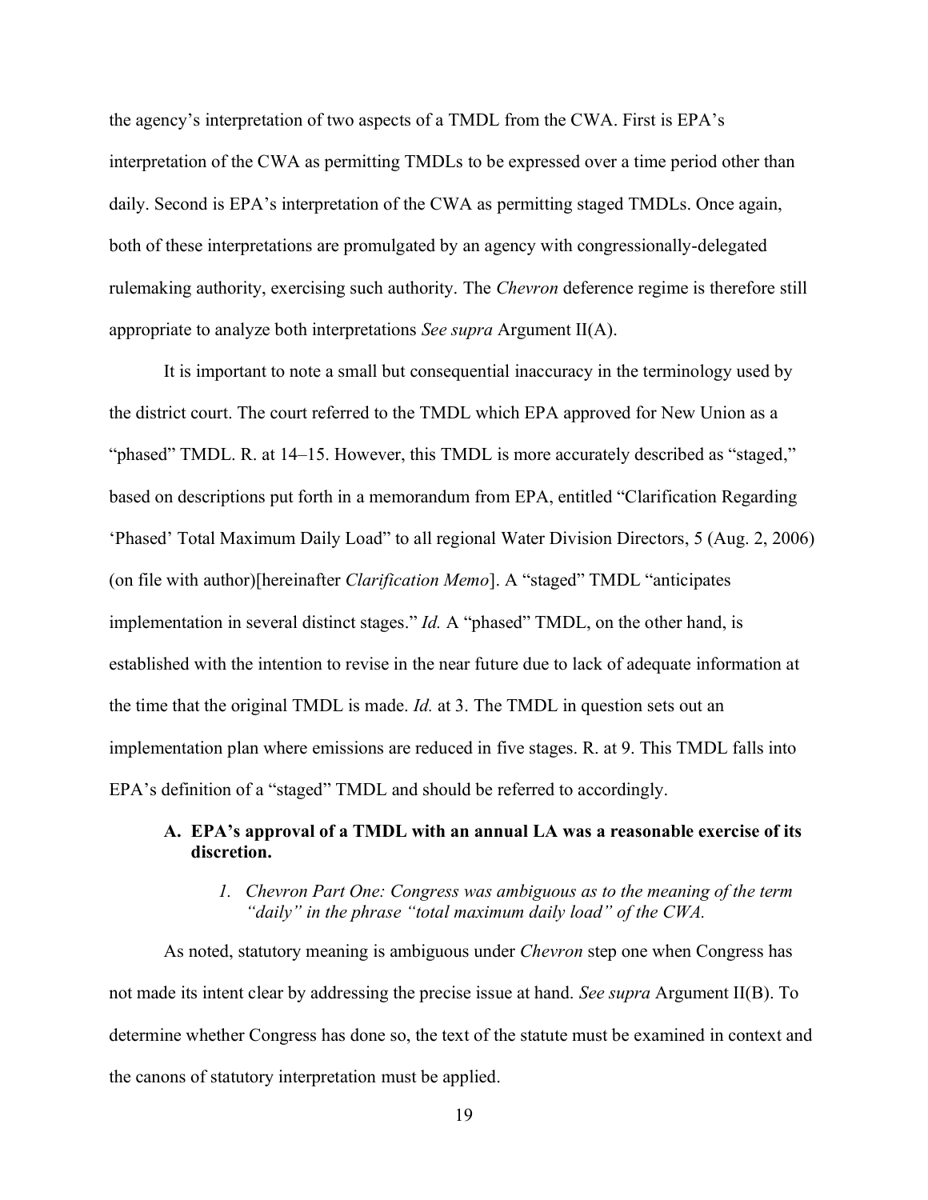the agency's interpretation of two aspects of a TMDL from the CWA. First is EPA's interpretation of the CWA as permitting TMDLs to be expressed over a time period other than daily. Second is EPA's interpretation of the CWA as permitting staged TMDLs. Once again, both of these interpretations are promulgated by an agency with congressionally-delegated rulemaking authority, exercising such authority. The *Chevron* deference regime is therefore still appropriate to analyze both interpretations *See supra* Argument II(A).

It is important to note a small but consequential inaccuracy in the terminology used by the district court. The court referred to the TMDL which EPA approved for New Union as a "phased" TMDL. R. at 14–15. However, this TMDL is more accurately described as "staged," based on descriptions put forth in a memorandum from EPA, entitled "Clarification Regarding 'Phased' Total Maximum Daily Load" to all regional Water Division Directors, 5 (Aug. 2, 2006) (on file with author)[hereinafter *Clarification Memo*]. A "staged" TMDL "anticipates implementation in several distinct stages." *Id.* A "phased" TMDL, on the other hand, is established with the intention to revise in the near future due to lack of adequate information at the time that the original TMDL is made. *Id.* at 3. The TMDL in question sets out an implementation plan where emissions are reduced in five stages. R. at 9. This TMDL falls into EPA's definition of a "staged" TMDL and should be referred to accordingly.

### A. EPA's approval of a TMDL with an annual LA was a reasonable exercise of its discretion.

#### 1. *Chevron Part One: Congress was ambiguous as to the meaning of the term "daily" in the phrase "total maximum daily load" of the CWA.*

As noted, statutory meaning is ambiguous under *Chevron* step one when Congress has not made its intent clear by addressing the precise issue at hand. *See supra* Argument II(B). To determine whether Congress has done so, the text of the statute must be examined in context and the canons of statutory interpretation must be applied.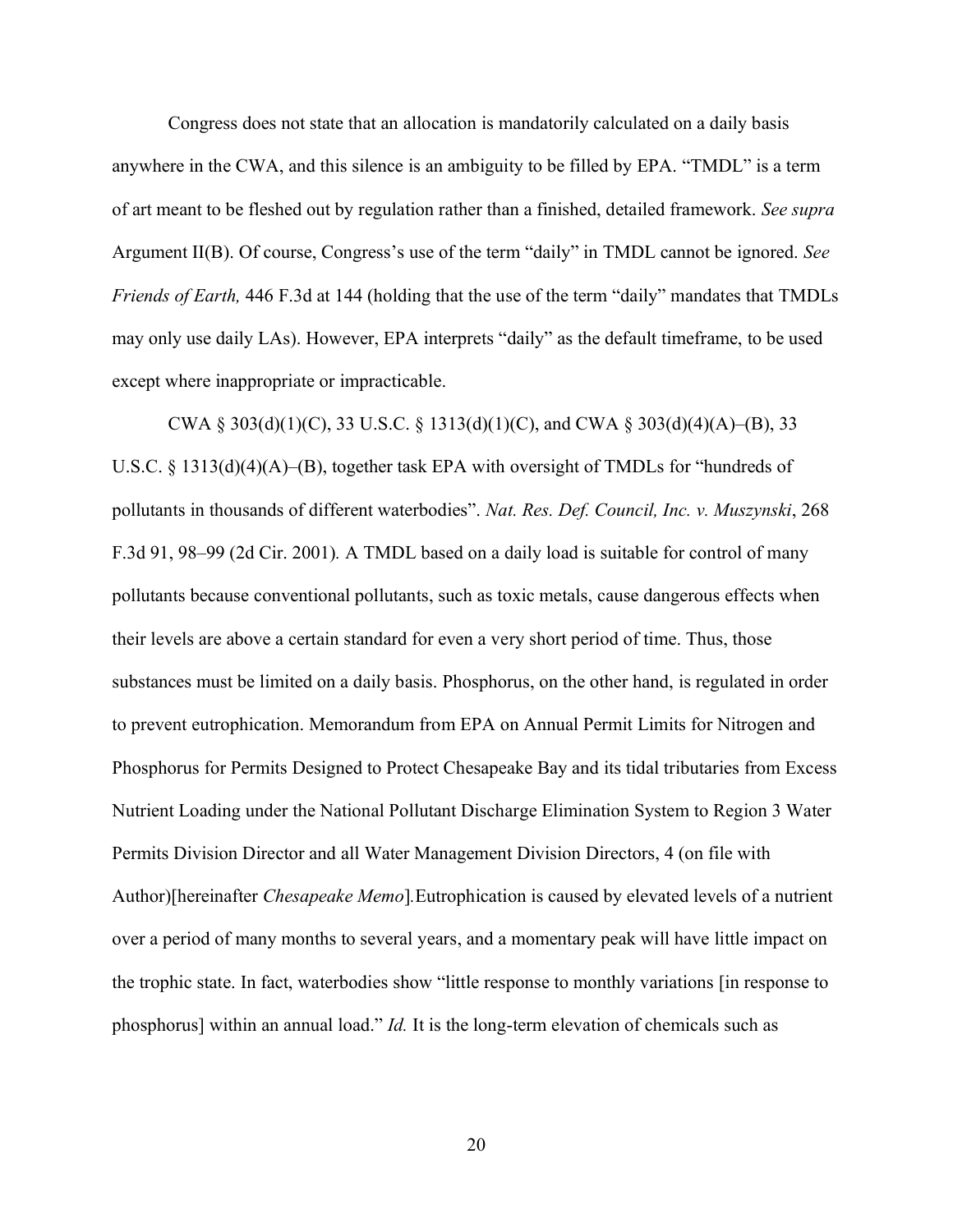Congress does not state that an allocation is mandatorily calculated on a daily basis anywhere in the CWA, and this silence is an ambiguity to be filled by EPA. "TMDL" is a term of art meant to be fleshed out by regulation rather than a finished, detailed framework. *See supra* Argument II(B). Of course, Congress's use of the term "daily" in TMDL cannot be ignored. *See Friends of Earth,* 446 F.3d at 144 (holding that the use of the term "daily" mandates that TMDLs may only use daily LAs). However, EPA interprets "daily" as the default timeframe, to be used except where inappropriate or impracticable.

CWA § 303(d)(1)(C), 33 U.S.C. § 1313(d)(1)(C), and CWA § 303(d)(4)(A)–(B), 33 U.S.C. § 1313(d)(4)(A)–(B), together task EPA with oversight of TMDLs for "hundreds of pollutants in thousands of different waterbodies". *Nat. Res. Def. Council, Inc. v. Muszynski*, 268 F.3d 91, 98–99 (2d Cir. 2001). A TMDL based on a daily load is suitable for control of many pollutants because conventional pollutants, such as toxic metals, cause dangerous effects when their levels are above a certain standard for even a very short period of time. Thus, those substances must be limited on a daily basis. Phosphorus, on the other hand, is regulated in order to prevent eutrophication. Memorandum from EPA on Annual Permit Limits for Nitrogen and Phosphorus for Permits Designed to Protect Chesapeake Bay and its tidal tributaries from Excess Nutrient Loading under the National Pollutant Discharge Elimination System to Region 3 Water Permits Division Director and all Water Management Division Directors, 4 (on file with Author)[hereinafter *Chesapeake Memo*].Eutrophication is caused by elevated levels of a nutrient over a period of many months to several years, and a momentary peak will have little impact on the trophic state. In fact, waterbodies show "little response to monthly variations [in response to phosphorus] within an annual load." *Id.* It is the long-term elevation of chemicals such as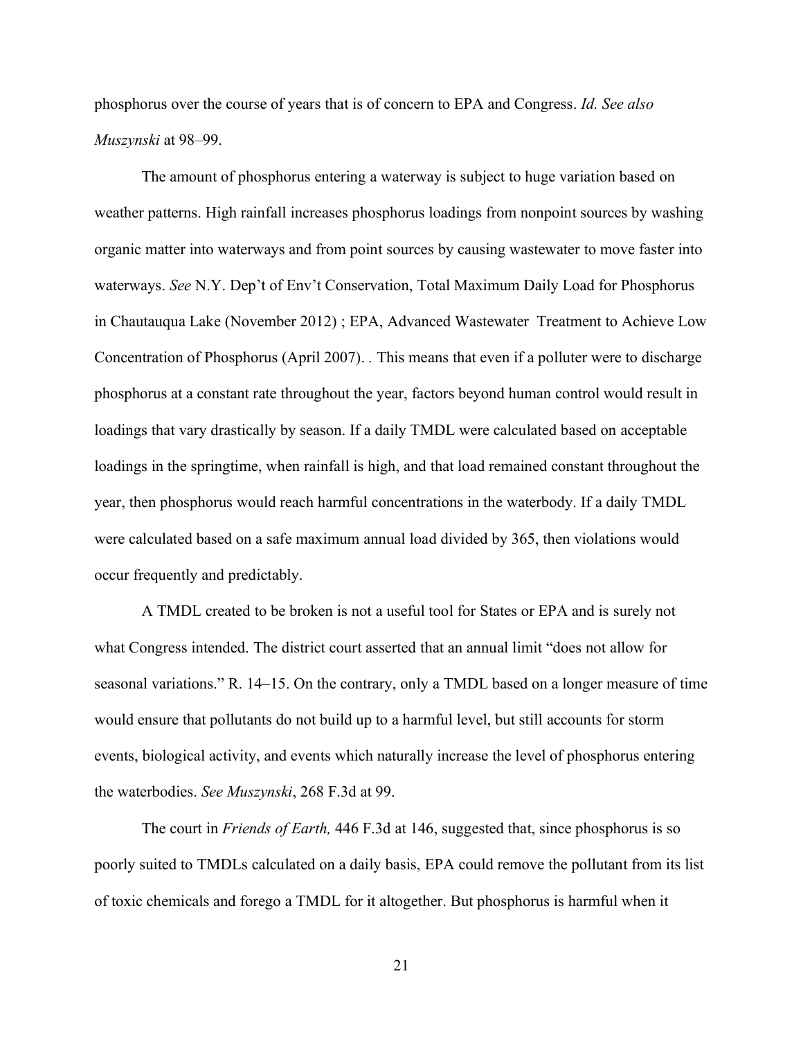phosphorus over the course of years that is of concern to EPA and Congress. *Id. See also Muszynski* at 98–99.

The amount of phosphorus entering a waterway is subject to huge variation based on weather patterns. High rainfall increases phosphorus loadings from nonpoint sources by washing organic matter into waterways and from point sources by causing wastewater to move faster into waterways. *See* N.Y. Dep't of Env't Conservation, Total Maximum Daily Load for Phosphorus in Chautauqua Lake (November 2012) ; EPA, Advanced Wastewater Treatment to Achieve Low Concentration of Phosphorus (April 2007). . This means that even if a polluter were to discharge phosphorus at a constant rate throughout the year, factors beyond human control would result in loadings that vary drastically by season. If a daily TMDL were calculated based on acceptable loadings in the springtime, when rainfall is high, and that load remained constant throughout the year, then phosphorus would reach harmful concentrations in the waterbody. If a daily TMDL were calculated based on a safe maximum annual load divided by 365, then violations would occur frequently and predictably.

A TMDL created to be broken is not a useful tool for States or EPA and is surely not what Congress intended. The district court asserted that an annual limit "does not allow for seasonal variations." R. 14–15. On the contrary, only a TMDL based on a longer measure of time would ensure that pollutants do not build up to a harmful level, but still accounts for storm events, biological activity, and events which naturally increase the level of phosphorus entering the waterbodies. *See Muszynski*, 268 F.3d at 99.

The court in *Friends of Earth,* 446 F.3d at 146, suggested that, since phosphorus is so poorly suited to TMDLs calculated on a daily basis, EPA could remove the pollutant from its list of toxic chemicals and forego a TMDL for it altogether. But phosphorus is harmful when it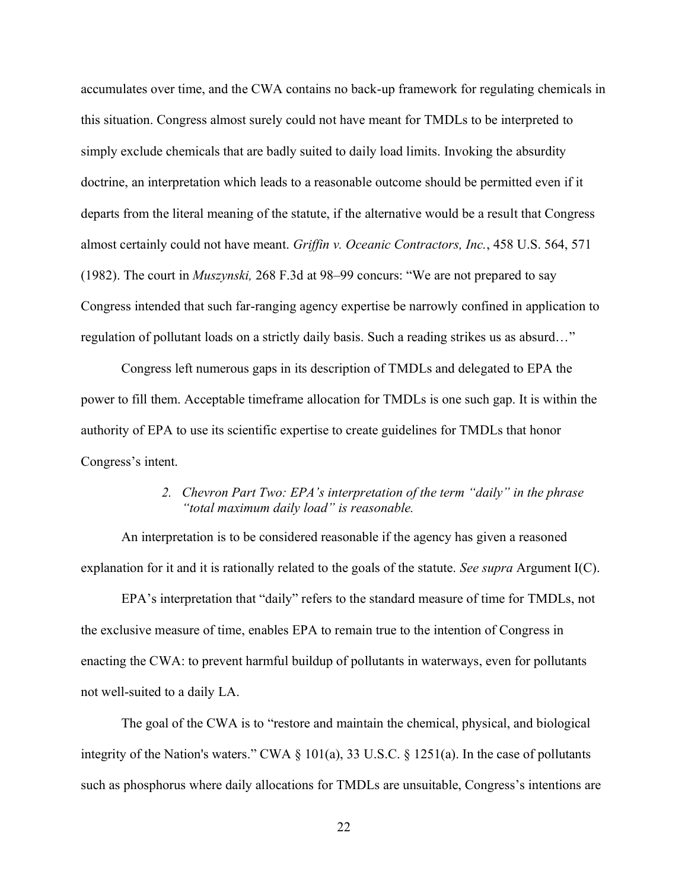accumulates over time, and the CWA contains no back-up framework for regulating chemicals in this situation. Congress almost surely could not have meant for TMDLs to be interpreted to simply exclude chemicals that are badly suited to daily load limits. Invoking the absurdity doctrine, an interpretation which leads to a reasonable outcome should be permitted even if it departs from the literal meaning of the statute, if the alternative would be a result that Congress almost certainly could not have meant. *Griffin v. Oceanic Contractors, Inc.*, 458 U.S. 564, 571 (1982). The court in *Muszynski,* 268 F.3d at 98–99 concurs: "We are not prepared to say Congress intended that such far-ranging agency expertise be narrowly confined in application to regulation of pollutant loads on a strictly daily basis. Such a reading strikes us as absurd…"

Congress left numerous gaps in its description of TMDLs and delegated to EPA the power to fill them. Acceptable timeframe allocation for TMDLs is one such gap. It is within the authority of EPA to use its scientific expertise to create guidelines for TMDLs that honor Congress's intent.

*2. Chevron Part Two: EPA's interpretation of the term "daily" in the phrase "total maximum daily load" is reasonable.*

An interpretation is to be considered reasonable if the agency has given a reasoned explanation for it and it is rationally related to the goals of the statute. *See supra* Argument I(C).

EPA's interpretation that "daily" refers to the standard measure of time for TMDLs, not the exclusive measure of time, enables EPA to remain true to the intention of Congress in enacting the CWA: to prevent harmful buildup of pollutants in waterways, even for pollutants not well-suited to a daily LA.

The goal of the CWA is to "restore and maintain the chemical, physical, and biological integrity of the Nation's waters." CWA § 101(a), 33 U.S.C. § 1251(a). In the case of pollutants such as phosphorus where daily allocations for TMDLs are unsuitable, Congress's intentions are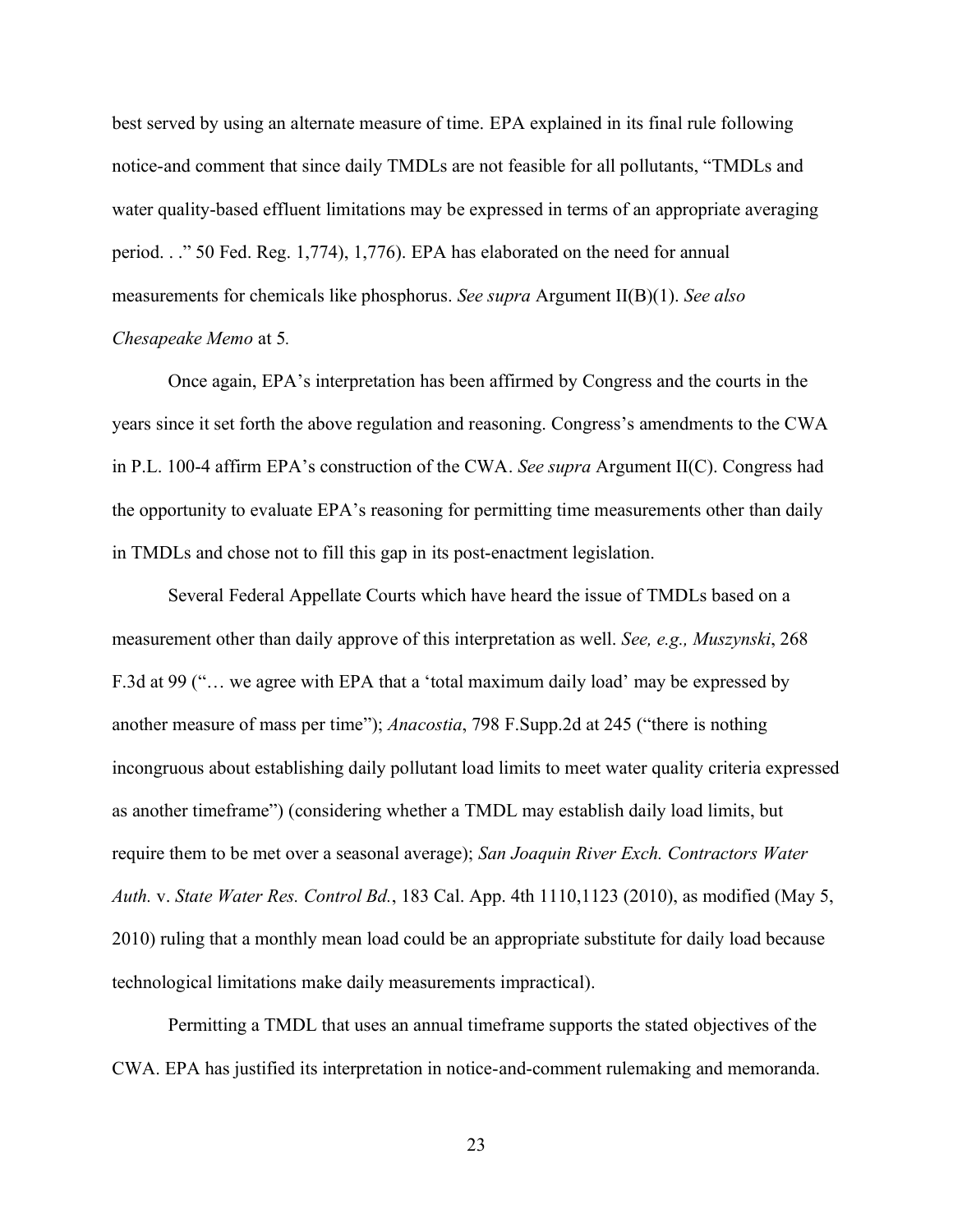best served by using an alternate measure of time. EPA explained in its final rule following notice-and comment that since daily TMDLs are not feasible for all pollutants, "TMDLs and water quality-based effluent limitations may be expressed in terms of an appropriate averaging period. . ." 50 Fed. Reg. 1,774), 1,776). EPA has elaborated on the need for annual measurements for chemicals like phosphorus. *See supra* Argument II(B)(1). *See also Chesapeake Memo* at 5*.*

Once again, EPA's interpretation has been affirmed by Congress and the courts in the years since it set forth the above regulation and reasoning. Congress's amendments to the CWA in P.L. 100-4 affirm EPA's construction of the CWA. *See supra* Argument II(C). Congress had the opportunity to evaluate EPA's reasoning for permitting time measurements other than daily in TMDLs and chose not to fill this gap in its post-enactment legislation.

Several Federal Appellate Courts which have heard the issue of TMDLs based on a measurement other than daily approve of this interpretation as well. *See, e.g., Muszynski*, 268 F.3d at 99 ("… we agree with EPA that a 'total maximum daily load' may be expressed by another measure of mass per time"); *Anacostia*, 798 F.Supp.2d at 245 ("there is nothing incongruous about establishing daily pollutant load limits to meet water quality criteria expressed as another timeframe") (considering whether a TMDL may establish daily load limits, but require them to be met over a seasonal average); *San Joaquin River Exch. Contractors Water Auth.* v. *State Water Res. Control Bd.*, 183 Cal. App. 4th 1110,1123 (2010), as modified (May 5, 2010) ruling that a monthly mean load could be an appropriate substitute for daily load because technological limitations make daily measurements impractical).

Permitting a TMDL that uses an annual timeframe supports the stated objectives of the CWA. EPA has justified its interpretation in notice-and-comment rulemaking and memoranda.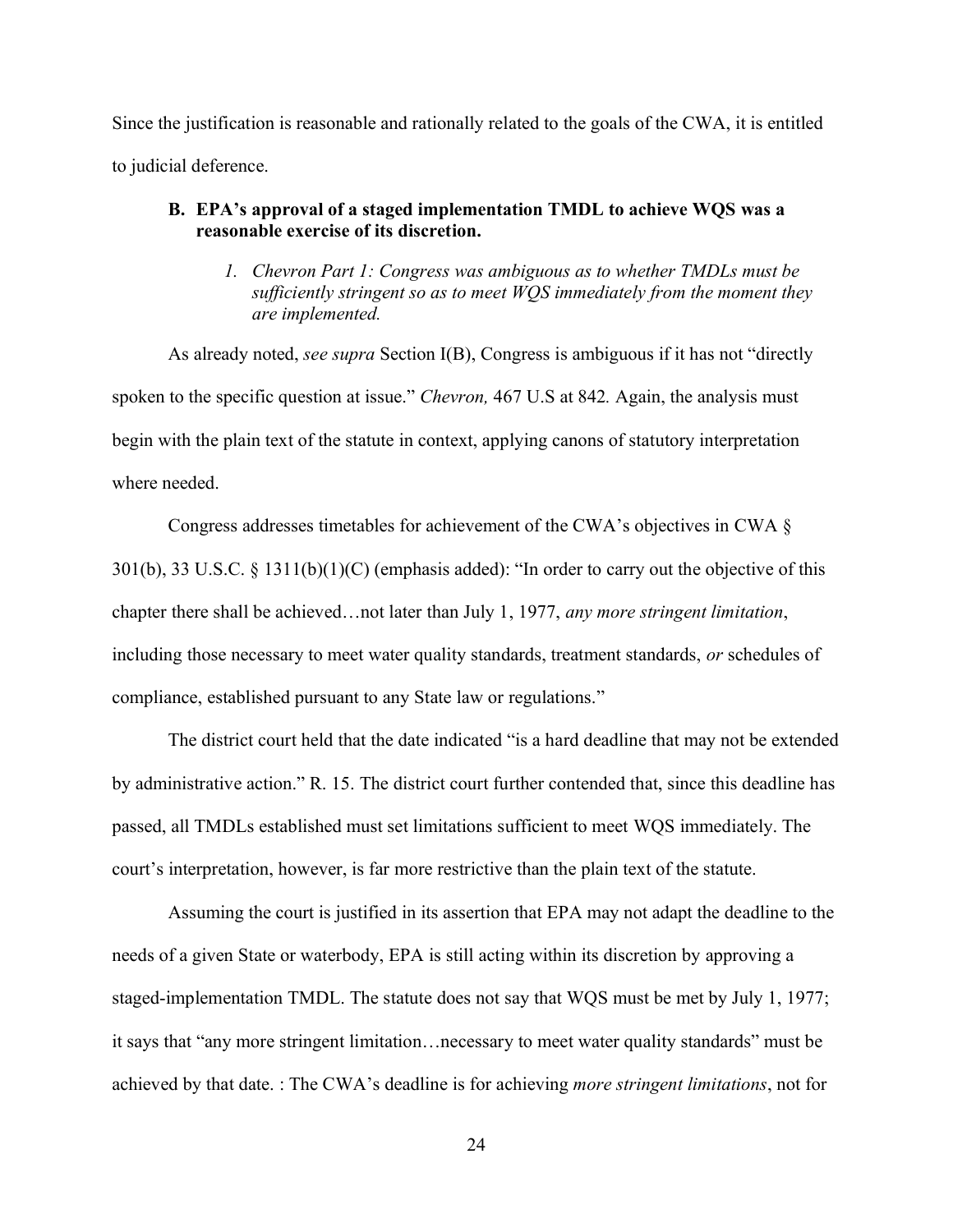Since the justification is reasonable and rationally related to the goals of the CWA, it is entitled to judicial deference.

### B. EPA's approval of a staged implementation TMDL to achieve WQS was a reasonable exercise of its discretion.

#### *1. Chevron Part 1: Congress was ambiguous as to whether TMDLs must be sufficiently stringent so as to meet WQS immediately from the moment they are implemented.*

As already noted, *see supra* Section I(B), Congress is ambiguous if it has not "directly spoken to the specific question at issue." *Chevron,* 467 U.S at 842*.* Again, the analysis must begin with the plain text of the statute in context, applying canons of statutory interpretation where needed.

Congress addresses timetables for achievement of the CWA's objectives in CWA § 301(b), 33 U.S.C. § 1311(b)(1)(C) (emphasis added): "In order to carry out the objective of this chapter there shall be achieved…not later than July 1, 1977, *any more stringent limitation*, including those necessary to meet water quality standards, treatment standards, *or* schedules of compliance, established pursuant to any State law or regulations."

The district court held that the date indicated "is a hard deadline that may not be extended by administrative action." R. 15. The district court further contended that, since this deadline has passed, all TMDLs established must set limitations sufficient to meet WQS immediately. The court's interpretation, however, is far more restrictive than the plain text of the statute.

Assuming the court is justified in its assertion that EPA may not adapt the deadline to the needs of a given State or waterbody, EPA is still acting within its discretion by approving a staged-implementation TMDL. The statute does not say that WQS must be met by July 1, 1977; it says that "any more stringent limitation…necessary to meet water quality standards" must be achieved by that date. : The CWA's deadline is for achieving *more stringent limitations*, not for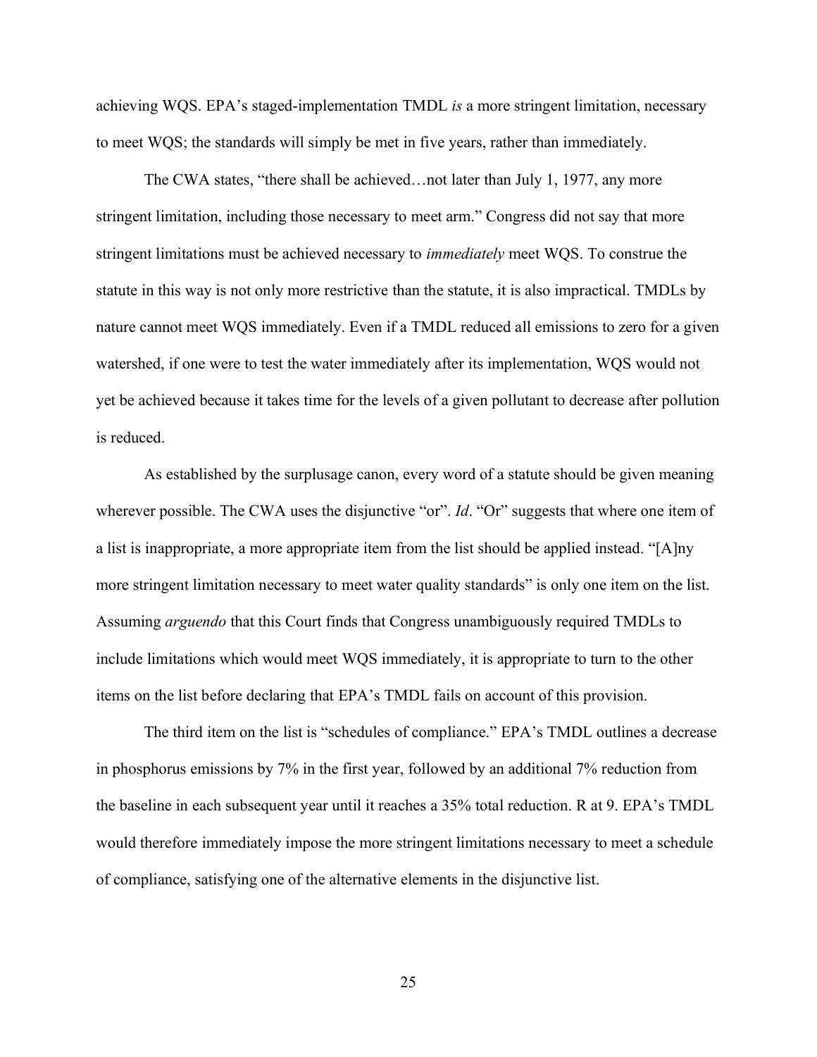achieving WQS. EPA's staged-implementation TMDL *is* a more stringent limitation, necessary to meet WQS; the standards will simply be met in five years, rather than immediately.

The CWA states, "there shall be achieved…not later than July 1, 1977, any more stringent limitation, including those necessary to meet arm." Congress did not say that more stringent limitations must be achieved necessary to *immediately* meet WQS. To construe the statute in this way is not only more restrictive than the statute, it is also impractical. TMDLs by nature cannot meet WQS immediately. Even if a TMDL reduced all emissions to zero for a given watershed, if one were to test the water immediately after its implementation, WQS would not yet be achieved because it takes time for the levels of a given pollutant to decrease after pollution is reduced.

As established by the surplusage canon, every word of a statute should be given meaning wherever possible. The CWA uses the disjunctive "or". *Id*. "Or" suggests that where one item of a list is inappropriate, a more appropriate item from the list should be applied instead. "[A]ny more stringent limitation necessary to meet water quality standards" is only one item on the list. Assuming *arguendo* that this Court finds that Congress unambiguously required TMDLs to include limitations which would meet WQS immediately, it is appropriate to turn to the other items on the list before declaring that EPA's TMDL fails on account of this provision.

The third item on the list is "schedules of compliance." EPA's TMDL outlines a decrease in phosphorus emissions by 7% in the first year, followed by an additional 7% reduction from the baseline in each subsequent year until it reaches a 35% total reduction. R at 9. EPA's TMDL would therefore immediately impose the more stringent limitations necessary to meet a schedule of compliance, satisfying one of the alternative elements in the disjunctive list.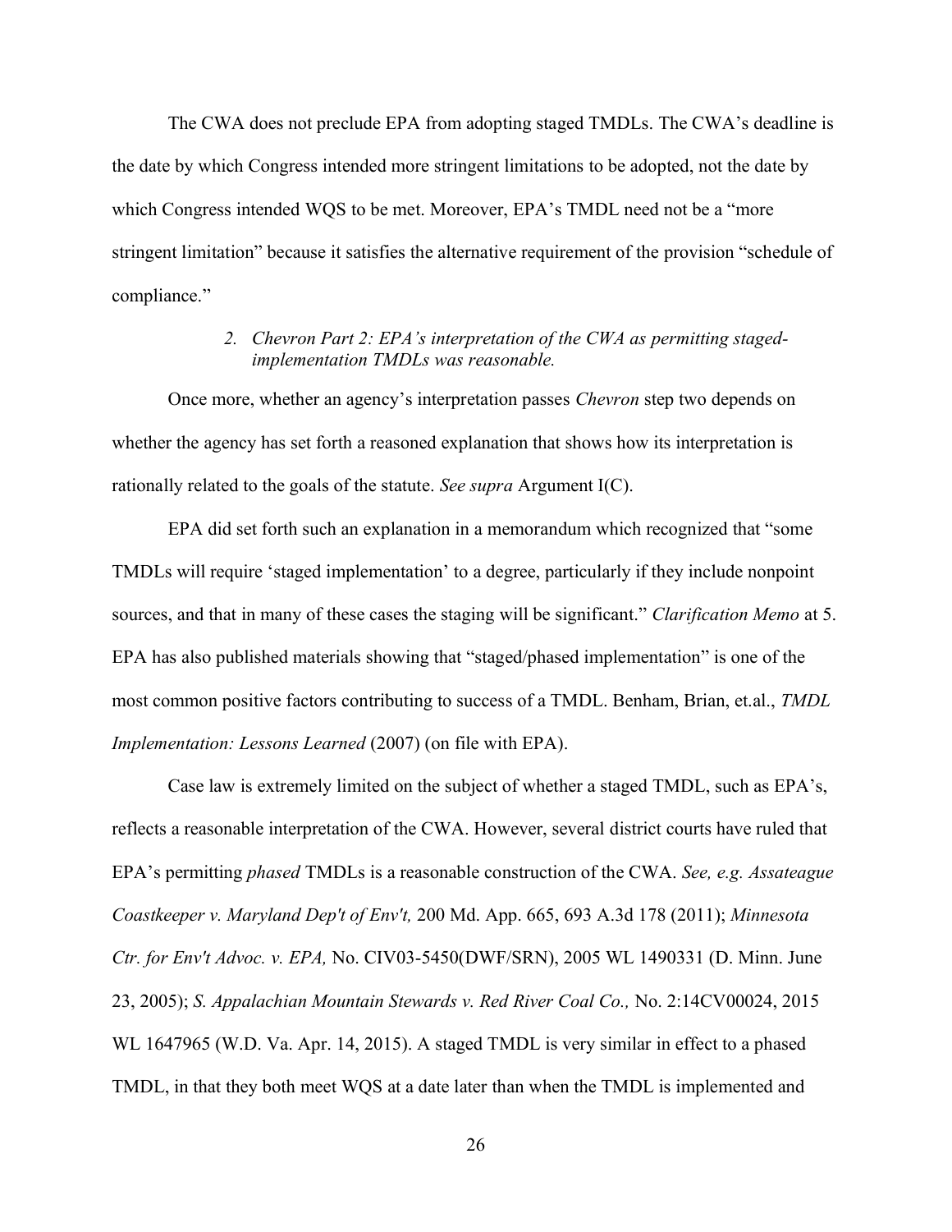The CWA does not preclude EPA from adopting staged TMDLs. The CWA's deadline is the date by which Congress intended more stringent limitations to be adopted, not the date by which Congress intended WQS to be met. Moreover, EPA's TMDL need not be a "more stringent limitation" because it satisfies the alternative requirement of the provision "schedule of compliance."

### 2. *Chevron Part 2: EPA's interpretation of the CWA as permitting staged-implementation TMDLs was reasonable.*

Once more, whether an agency's interpretation passes *Chevron* step two depends on whether the agency has set forth a reasoned explanation that shows how its interpretation is rationally related to the goals of the statute. *See supra* Argument I(C).

EPA did set forth such an explanation in a memorandum which recognized that "some TMDLs will require 'staged implementation' to a degree, particularly if they include nonpoint sources, and that in many of these cases the staging will be significant." *Clarification Memo* at 5. EPA has also published materials showing that "staged/phased implementation" is one of the most common positive factors contributing to success of a TMDL. Benham, Brian, et.al., *TMDL Implementation: Lessons Learned* (2007) (on file with EPA).

Case law is extremely limited on the subject of whether a staged TMDL, such as EPA's, reflects a reasonable interpretation of the CWA. However, several district courts have ruled that EPA's permitting *phased* TMDLs is a reasonable construction of the CWA. *See, e.g. Assateague Coastkeeper v. Maryland Dep't of Env't,* 200 Md. App. 665, 693 A.3d 178 (2011); *Minnesota Ctr. for Env't Advoc. v. EPA,* No. CIV03-5450(DWF/SRN), 2005 WL 1490331 (D. Minn. June 23, 2005); *S. Appalachian Mountain Stewards v. Red River Coal Co.,* No. 2:14CV00024, 2015 WL 1647965 (W.D. Va. Apr. 14, 2015). A staged TMDL is very similar in effect to a phased TMDL, in that they both meet WQS at a date later than when the TMDL is implemented and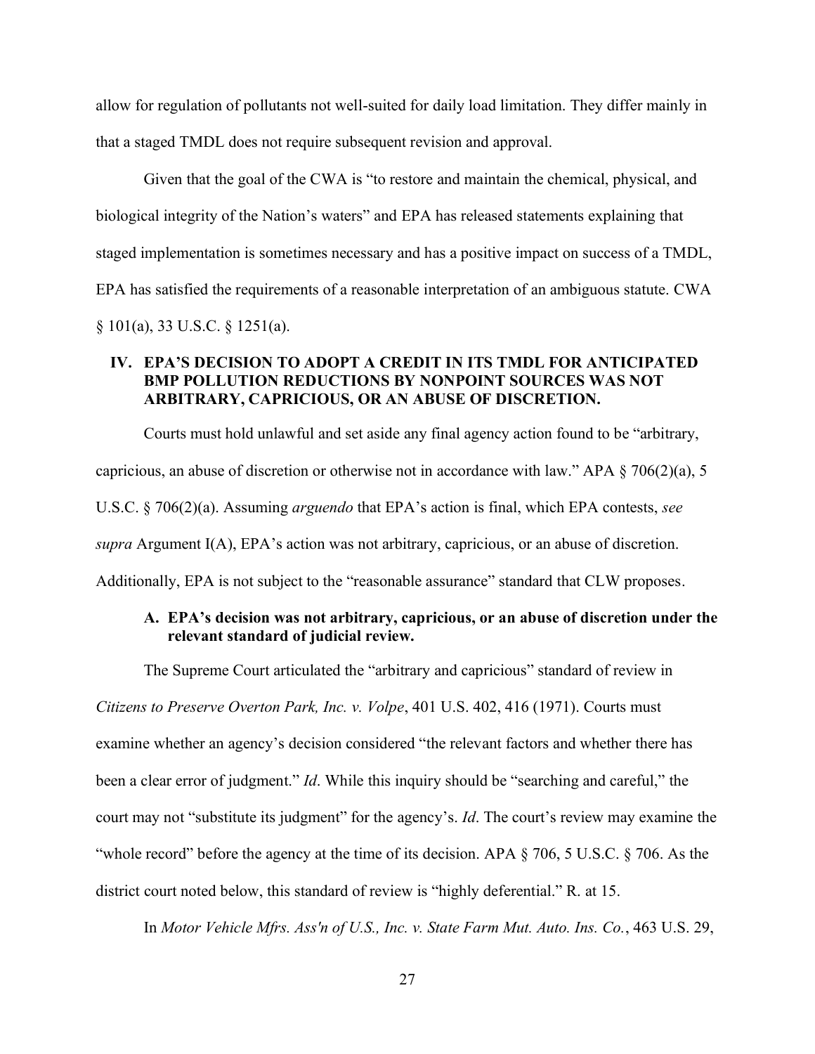allow for regulation of pollutants not well-suited for daily load limitation. They differ mainly in that a staged TMDL does not require subsequent revision and approval.

Given that the goal of the CWA is "to restore and maintain the chemical, physical, and biological integrity of the Nation's waters" and EPA has released statements explaining that staged implementation is sometimes necessary and has a positive impact on success of a TMDL, EPA has satisfied the requirements of a reasonable interpretation of an ambiguous statute. CWA § 101(a), 33 U.S.C. § 1251(a).

## IV. EPA'S DECISION TO ADOPT A CREDIT IN ITS TMDL FOR ANTICIPATED BMP POLLUTION REDUCTIONS BY NONPOINT SOURCES WAS NOT ARBITRARY, CAPRICIOUS, OR AN ABUSE OF DISCRETION.

Courts must hold unlawful and set aside any final agency action found to be "arbitrary, capricious, an abuse of discretion or otherwise not in accordance with law." APA § 706(2)(a), 5 U.S.C. § 706(2)(a). Assuming *arguendo* that EPA's action is final, which EPA contests, *see supra* Argument I(A), EPA's action was not arbitrary, capricious, or an abuse of discretion. Additionally, EPA is not subject to the "reasonable assurance" standard that CLW proposes.

### A. EPA's decision was not arbitrary, capricious, or an abuse of discretion under the relevant standard of judicial review.

The Supreme Court articulated the "arbitrary and capricious" standard of review in *Citizens to Preserve Overton Park, Inc. v. Volpe*, 401 U.S. 402, 416 (1971). Courts must examine whether an agency's decision considered "the relevant factors and whether there has been a clear error of judgment." *Id*. While this inquiry should be "searching and careful," the court may not "substitute its judgment" for the agency's. *Id*. The court's review may examine the "whole record" before the agency at the time of its decision. APA § 706, 5 U.S.C. § 706. As the district court noted below, this standard of review is "highly deferential." R. at 15.

In *Motor Vehicle Mfrs. Ass'n of U.S., Inc. v. State Farm Mut. Auto. Ins. Co.*, 463 U.S. 29,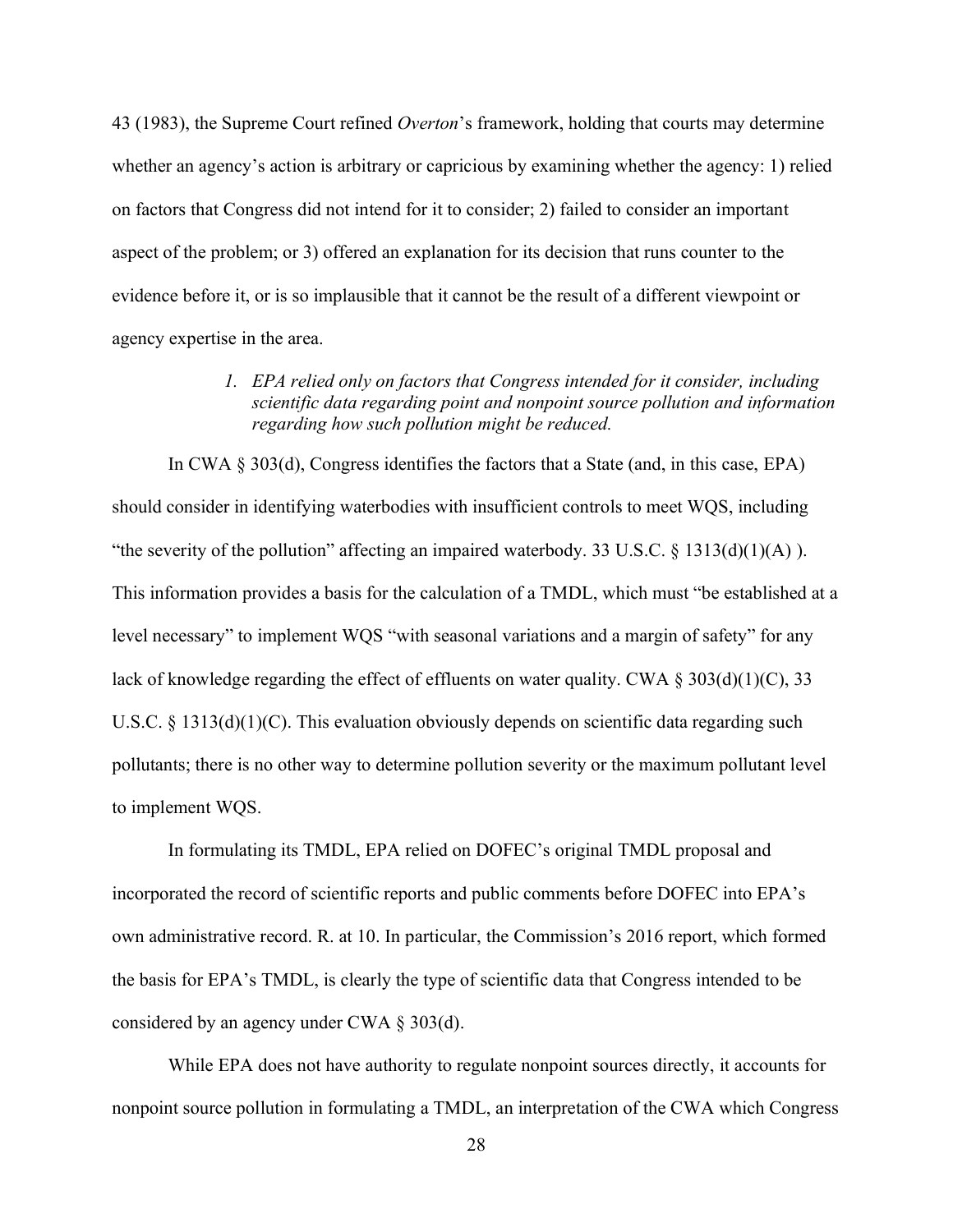43 (1983), the Supreme Court refined *Overton*'s framework, holding that courts may determine whether an agency's action is arbitrary or capricious by examining whether the agency: 1) relied on factors that Congress did not intend for it to consider; 2) failed to consider an important aspect of the problem; or 3) offered an explanation for its decision that runs counter to the evidence before it, or is so implausible that it cannot be the result of a different viewpoint or agency expertise in the area.

> *1. EPA relied only on factors that Congress intended for it consider, including scientific data regarding point and nonpoint source pollution and information regarding how such pollution might be reduced.*

In CWA § 303(d), Congress identifies the factors that a State (and, in this case, EPA) should consider in identifying waterbodies with insufficient controls to meet WQS, including "the severity of the pollution" affecting an impaired waterbody. 33 U.S.C. § 1313(d)(1)(A) ). This information provides a basis for the calculation of a TMDL, which must "be established at a level necessary" to implement WQS "with seasonal variations and a margin of safety" for any lack of knowledge regarding the effect of effluents on water quality. CWA § 303(d)(1)(C), 33 U.S.C. § 1313(d)(1)(C). This evaluation obviously depends on scientific data regarding such pollutants; there is no other way to determine pollution severity or the maximum pollutant level to implement WQS.

In formulating its TMDL, EPA relied on DOFEC's original TMDL proposal and incorporated the record of scientific reports and public comments before DOFEC into EPA's own administrative record. R. at 10. In particular, the Commission's 2016 report, which formed the basis for EPA's TMDL, is clearly the type of scientific data that Congress intended to be considered by an agency under CWA § 303(d).

While EPA does not have authority to regulate nonpoint sources directly, it accounts for nonpoint source pollution in formulating a TMDL, an interpretation of the CWA which Congress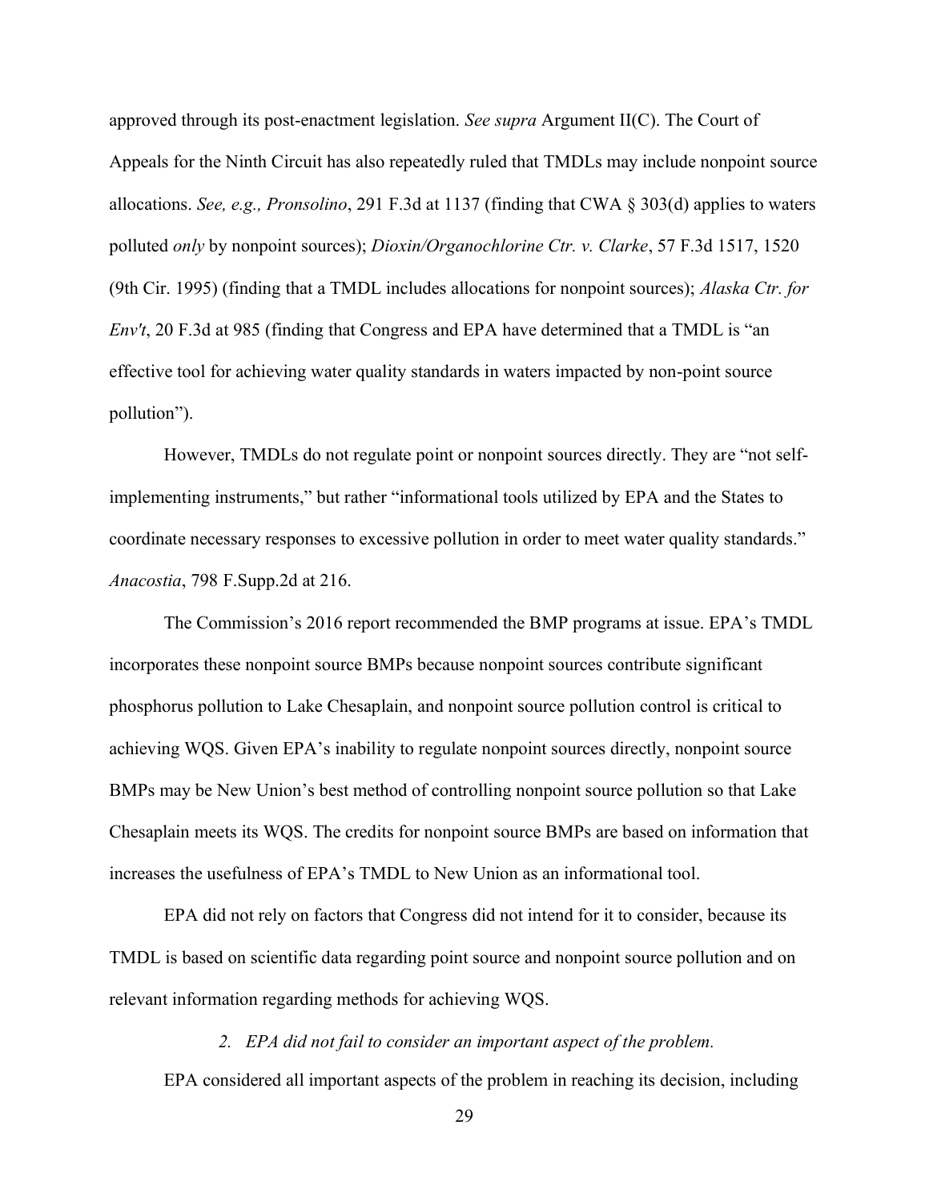approved through its post-enactment legislation. *See supra* Argument II(C). The Court of Appeals for the Ninth Circuit has also repeatedly ruled that TMDLs may include nonpoint source allocations. *See, e.g., Pronsolino*, 291 F.3d at 1137 (finding that CWA § 303(d) applies to waters polluted *only* by nonpoint sources); *Dioxin/Organochlorine Ctr. v. Clarke*, 57 F.3d 1517, 1520 (9th Cir. 1995) (finding that a TMDL includes allocations for nonpoint sources); *Alaska Ctr. for Env't*, 20 F.3d at 985 (finding that Congress and EPA have determined that a TMDL is "an effective tool for achieving water quality standards in waters impacted by non-point source pollution").

However, TMDLs do not regulate point or nonpoint sources directly. They are "not self-implementing instruments," but rather "informational tools utilized by EPA and the States to coordinate necessary responses to excessive pollution in order to meet water quality standards." *Anacostia*, 798 F.Supp.2d at 216.

The Commission's 2016 report recommended the BMP programs at issue. EPA's TMDL incorporates these nonpoint source BMPs because nonpoint sources contribute significant phosphorus pollution to Lake Chesaplain, and nonpoint source pollution control is critical to achieving WQS. Given EPA's inability to regulate nonpoint sources directly, nonpoint source BMPs may be New Union's best method of controlling nonpoint source pollution so that Lake Chesaplain meets its WQS. The credits for nonpoint source BMPs are based on information that increases the usefulness of EPA's TMDL to New Union as an informational tool.

EPA did not rely on factors that Congress did not intend for it to consider, because its TMDL is based on scientific data regarding point source and nonpoint source pollution and on relevant information regarding methods for achieving WQS.

*2. EPA did not fail to consider an important aspect of the problem.*

EPA considered all important aspects of the problem in reaching its decision, including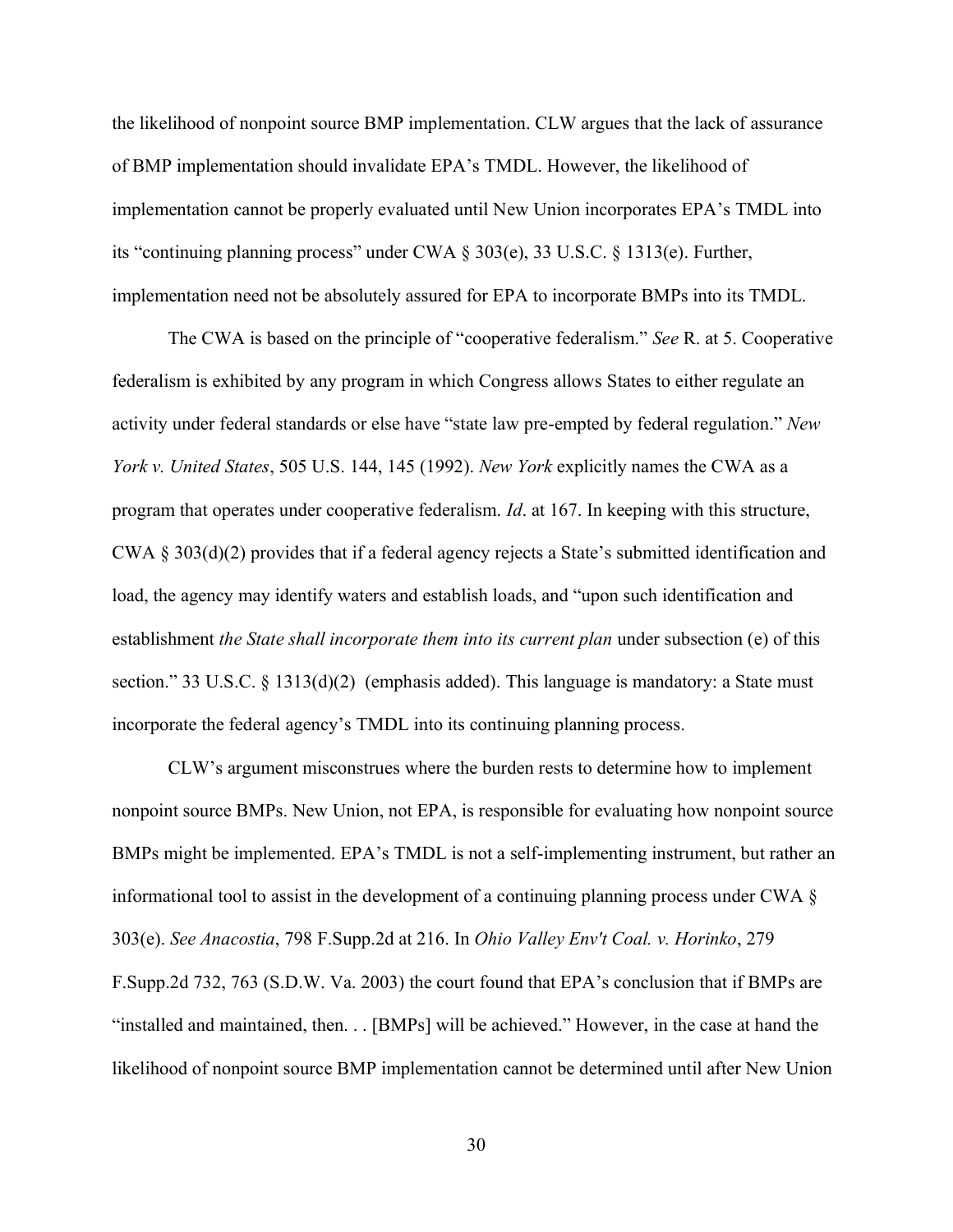the likelihood of nonpoint source BMP implementation. CLW argues that the lack of assurance of BMP implementation should invalidate EPA's TMDL. However, the likelihood of implementation cannot be properly evaluated until New Union incorporates EPA's TMDL into its "continuing planning process" under CWA § 303(e), 33 U.S.C. § 1313(e). Further, implementation need not be absolutely assured for EPA to incorporate BMPs into its TMDL.

The CWA is based on the principle of "cooperative federalism." *See* R. at 5. Cooperative federalism is exhibited by any program in which Congress allows States to either regulate an activity under federal standards or else have "state law pre-empted by federal regulation." *New York v. United States*, 505 U.S. 144, 145 (1992). *New York* explicitly names the CWA as a program that operates under cooperative federalism. *Id*. at 167. In keeping with this structure, CWA § 303(d)(2) provides that if a federal agency rejects a State's submitted identification and load, the agency may identify waters and establish loads, and "upon such identification and establishment *the State shall incorporate them into its current plan* under subsection (e) of this section." 33 U.S.C. § 1313(d)(2) (emphasis added). This language is mandatory: a State must incorporate the federal agency's TMDL into its continuing planning process.

CLW's argument misconstrues where the burden rests to determine how to implement nonpoint source BMPs. New Union, not EPA, is responsible for evaluating how nonpoint source BMPs might be implemented. EPA's TMDL is not a self-implementing instrument, but rather an informational tool to assist in the development of a continuing planning process under CWA § 303(e). *See Anacostia*, 798 F.Supp.2d at 216. In *Ohio Valley Env't Coal. v. Horinko*, 279 F.Supp.2d 732, 763 (S.D.W. Va. 2003) the court found that EPA's conclusion that if BMPs are "installed and maintained, then. . . [BMPs] will be achieved." However, in the case at hand the likelihood of nonpoint source BMP implementation cannot be determined until after New Union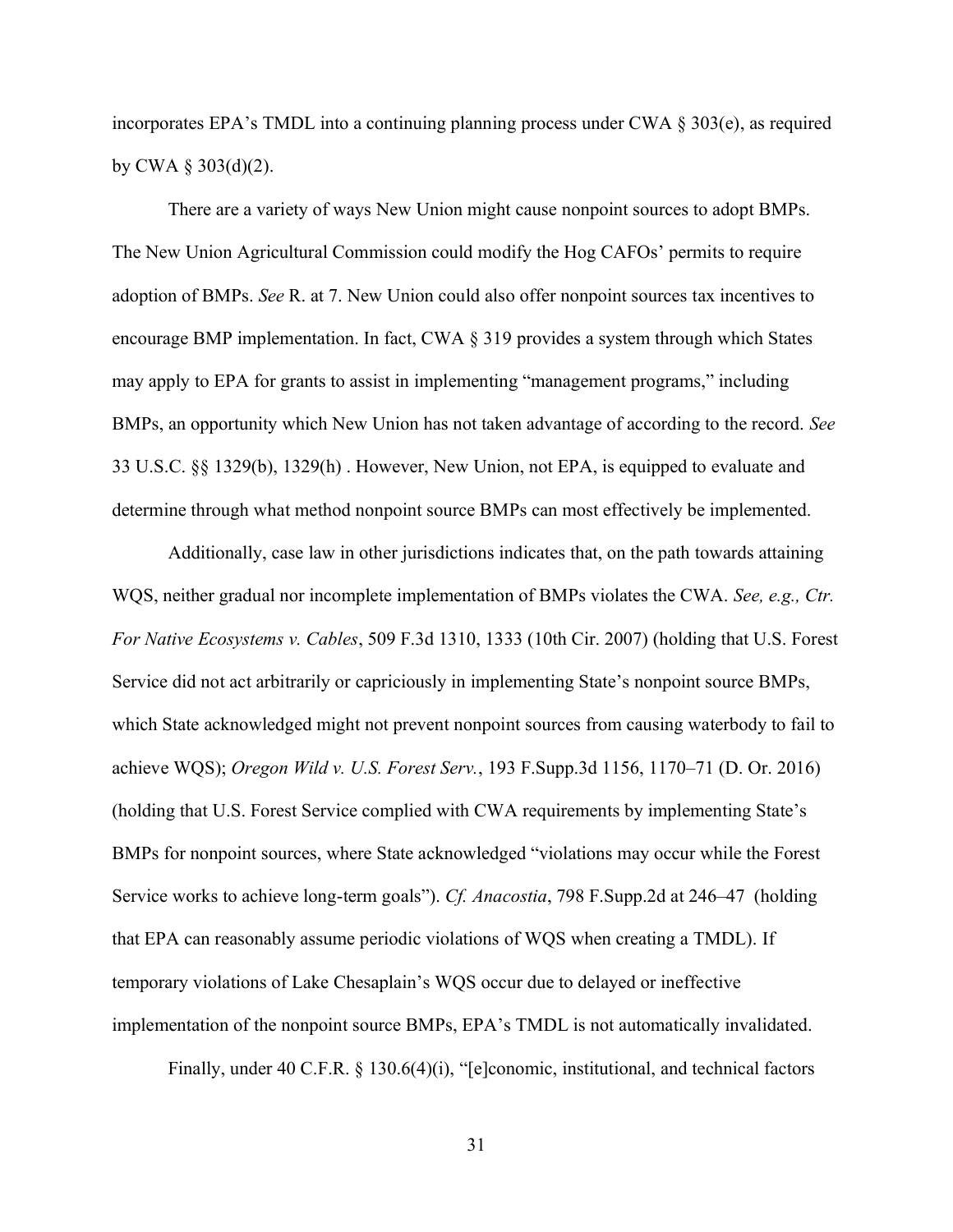incorporates EPA's TMDL into a continuing planning process under CWA § 303(e), as required by CWA § 303(d)(2).

There are a variety of ways New Union might cause nonpoint sources to adopt BMPs. The New Union Agricultural Commission could modify the Hog CAFOs' permits to require adoption of BMPs. *See* R. at 7. New Union could also offer nonpoint sources tax incentives to encourage BMP implementation. In fact, CWA § 319 provides a system through which States may apply to EPA for grants to assist in implementing "management programs," including BMPs, an opportunity which New Union has not taken advantage of according to the record. *See* 33 U.S.C. §§ 1329(b), 1329(h) . However, New Union, not EPA, is equipped to evaluate and determine through what method nonpoint source BMPs can most effectively be implemented.

Additionally, case law in other jurisdictions indicates that, on the path towards attaining WQS, neither gradual nor incomplete implementation of BMPs violates the CWA. *See, e.g., Ctr. For Native Ecosystems v. Cables*, 509 F.3d 1310, 1333 (10th Cir. 2007) (holding that U.S. Forest Service did not act arbitrarily or capriciously in implementing State's nonpoint source BMPs, which State acknowledged might not prevent nonpoint sources from causing waterbody to fail to achieve WQS); *Oregon Wild v. U.S. Forest Serv.*, 193 F.Supp.3d 1156, 1170–71 (D. Or. 2016) (holding that U.S. Forest Service complied with CWA requirements by implementing State's BMPs for nonpoint sources, where State acknowledged "violations may occur while the Forest Service works to achieve long-term goals"). *Cf. Anacostia*, 798 F.Supp.2d at 246–47 (holding that EPA can reasonably assume periodic violations of WQS when creating a TMDL). If temporary violations of Lake Chesaplain's WQS occur due to delayed or ineffective implementation of the nonpoint source BMPs, EPA's TMDL is not automatically invalidated.

Finally, under 40 C.F.R. § 130.6(4)(i), "[e]conomic, institutional, and technical factors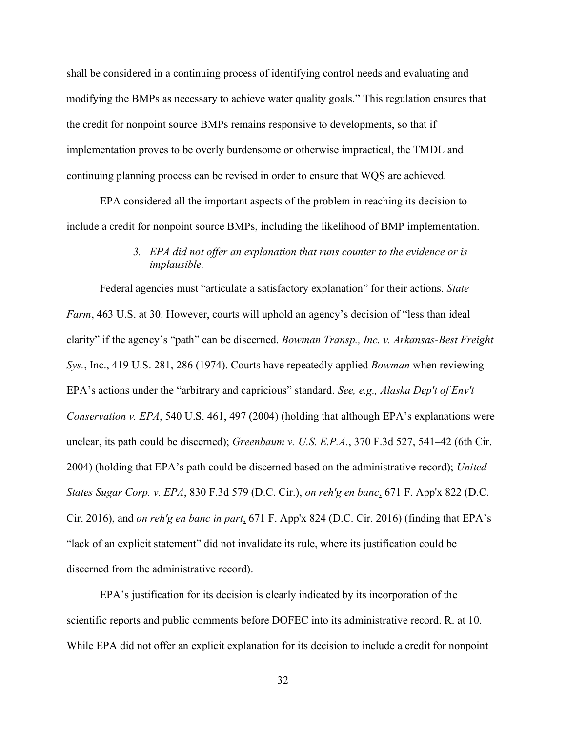shall be considered in a continuing process of identifying control needs and evaluating and modifying the BMPs as necessary to achieve water quality goals." This regulation ensures that the credit for nonpoint source BMPs remains responsive to developments, so that if implementation proves to be overly burdensome or otherwise impractical, the TMDL and continuing planning process can be revised in order to ensure that WQS are achieved.

EPA considered all the important aspects of the problem in reaching its decision to include a credit for nonpoint source BMPs, including the likelihood of BMP implementation.

#### *3. EPA did not offer an explanation that runs counter to the evidence or is implausible.*

Federal agencies must "articulate a satisfactory explanation" for their actions. *State Farm*, 463 U.S. at 30. However, courts will uphold an agency's decision of "less than ideal clarity" if the agency's "path" can be discerned. *Bowman Transp., Inc. v. Arkansas-Best Freight Sys.*, Inc., 419 U.S. 281, 286 (1974). Courts have repeatedly applied *Bowman* when reviewing EPA's actions under the "arbitrary and capricious" standard. *See, e.g., Alaska Dep't of Env't Conservation v. EPA*, 540 U.S. 461, 497 (2004) (holding that although EPA's explanations were unclear, its path could be discerned); *Greenbaum v. U.S. E.P.A.*, 370 F.3d 527, 541–42 (6th Cir. 2004) (holding that EPA's path could be discerned based on the administrative record); *United States Sugar Corp. v. EPA*, 830 F.3d 579 (D.C. Cir.), *on reh'g en banc*, 671 F. App'x 822 (D.C. Cir. 2016), and *on reh'g en banc in part*, 671 F. App'x 824 (D.C. Cir. 2016) (finding that EPA's "lack of an explicit statement" did not invalidate its rule, where its justification could be discerned from the administrative record).

EPA's justification for its decision is clearly indicated by its incorporation of the scientific reports and public comments before DOFEC into its administrative record. R. at 10. While EPA did not offer an explicit explanation for its decision to include a credit for nonpoint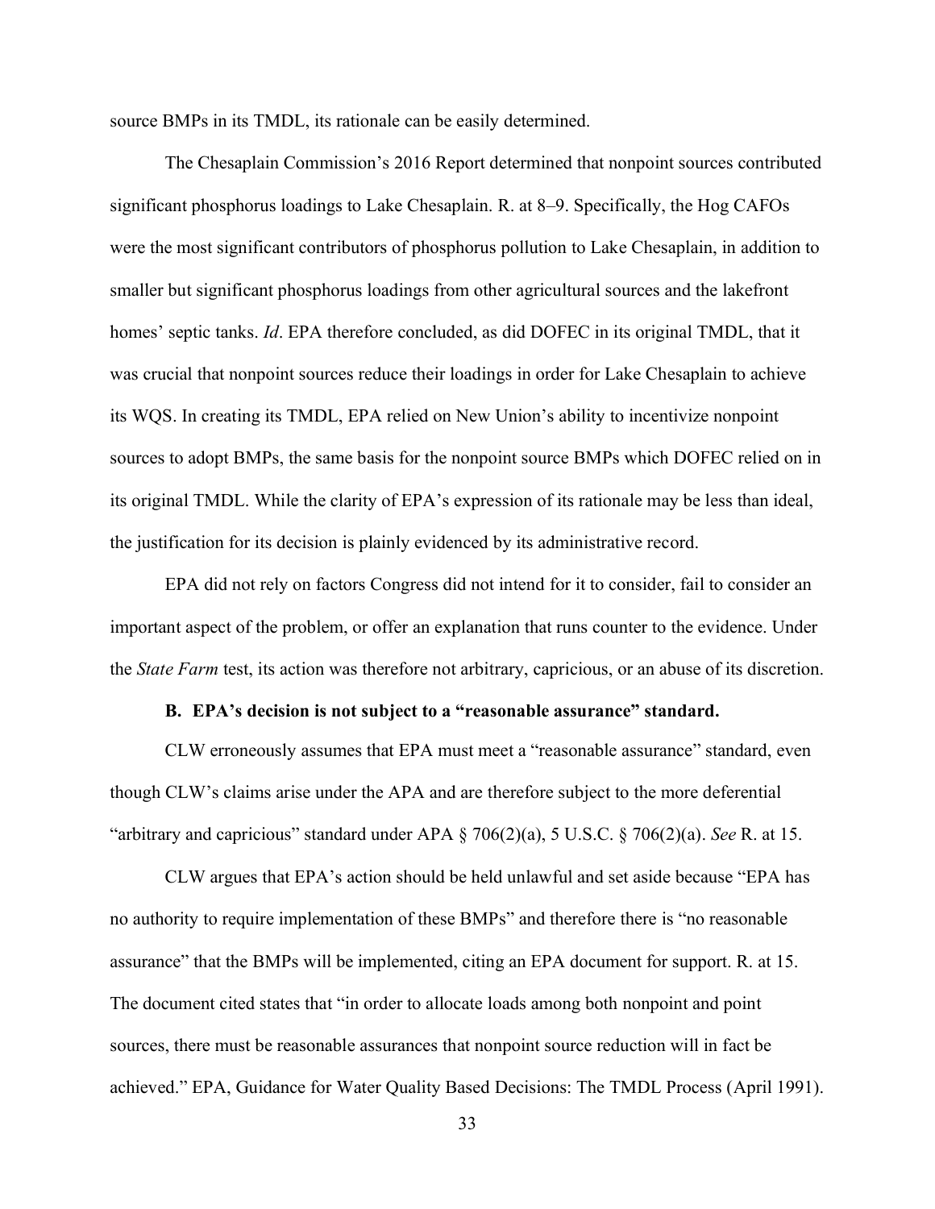source BMPs in its TMDL, its rationale can be easily determined.

The Chesaplain Commission's 2016 Report determined that nonpoint sources contributed significant phosphorus loadings to Lake Chesaplain. R. at 8–9. Specifically, the Hog CAFOs were the most significant contributors of phosphorus pollution to Lake Chesaplain, in addition to smaller but significant phosphorus loadings from other agricultural sources and the lakefront homes' septic tanks. *Id*. EPA therefore concluded, as did DOFEC in its original TMDL, that it was crucial that nonpoint sources reduce their loadings in order for Lake Chesaplain to achieve its WQS. In creating its TMDL, EPA relied on New Union's ability to incentivize nonpoint sources to adopt BMPs, the same basis for the nonpoint source BMPs which DOFEC relied on in its original TMDL. While the clarity of EPA's expression of its rationale may be less than ideal, the justification for its decision is plainly evidenced by its administrative record.

EPA did not rely on factors Congress did not intend for it to consider, fail to consider an important aspect of the problem, or offer an explanation that runs counter to the evidence. Under the *State Farm* test, its action was therefore not arbitrary, capricious, or an abuse of its discretion.

### B. EPA's decision is not subject to a "reasonable assurance" standard.

CLW erroneously assumes that EPA must meet a "reasonable assurance" standard, even though CLW's claims arise under the APA and are therefore subject to the more deferential "arbitrary and capricious" standard under APA § 706(2)(a), 5 U.S.C. § 706(2)(a). *See* R. at 15.

CLW argues that EPA's action should be held unlawful and set aside because "EPA has no authority to require implementation of these BMPs" and therefore there is "no reasonable assurance" that the BMPs will be implemented, citing an EPA document for support. R. at 15. The document cited states that "in order to allocate loads among both nonpoint and point sources, there must be reasonable assurances that nonpoint source reduction will in fact be achieved." EPA, Guidance for Water Quality Based Decisions: The TMDL Process (April 1991).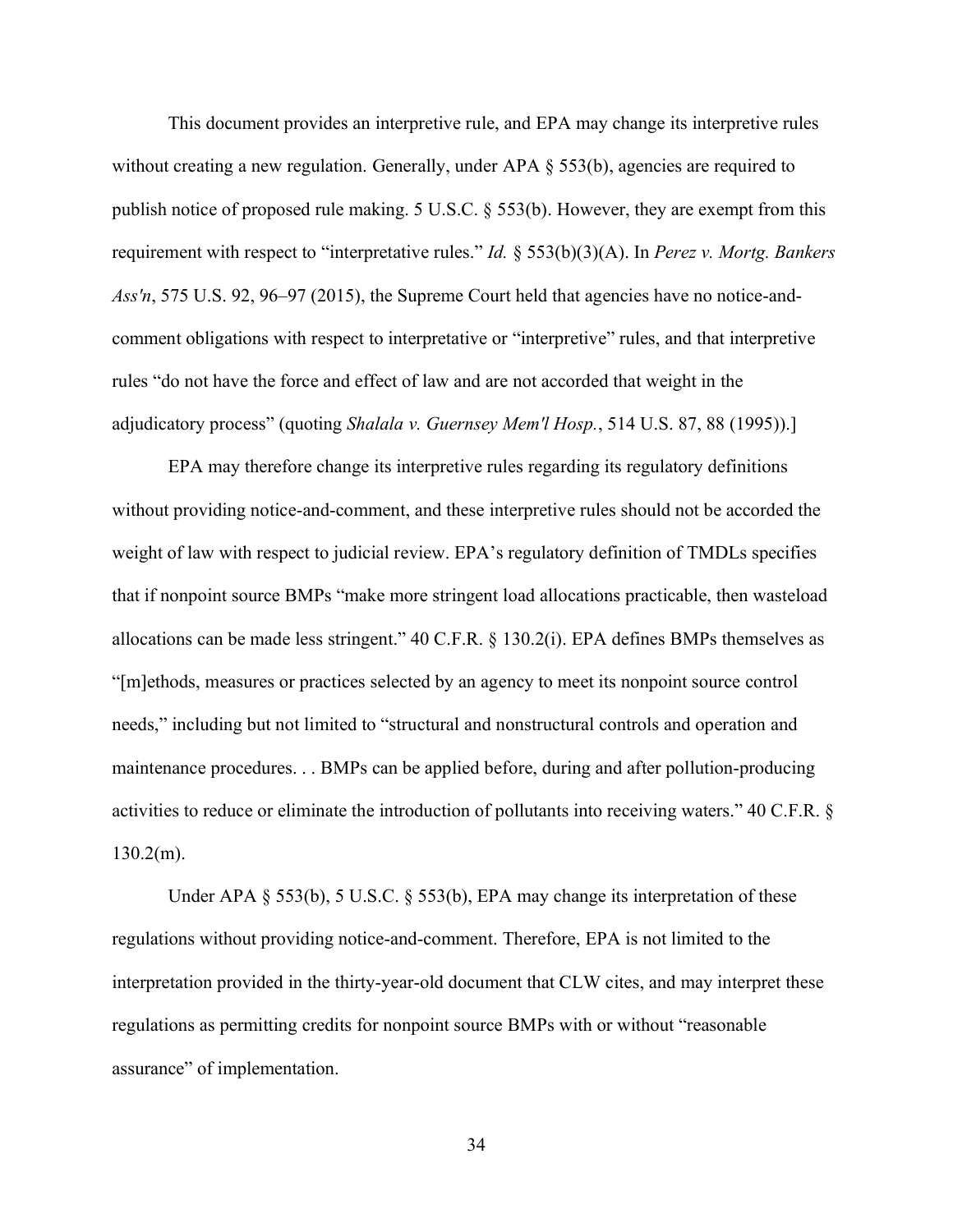This document provides an interpretive rule, and EPA may change its interpretive rules without creating a new regulation. Generally, under APA § 553(b), agencies are required to publish notice of proposed rule making. 5 U.S.C. § 553(b). However, they are exempt from this requirement with respect to "interpretative rules." *Id.* § 553(b)(3)(A). In *Perez v. Mortg. Bankers Ass'n*, 575 U.S. 92, 96–97 (2015), the Supreme Court held that agencies have no notice-and-comment obligations with respect to interpretative or "interpretive" rules, and that interpretive rules "do not have the force and effect of law and are not accorded that weight in the adjudicatory process" (quoting *Shalala v. Guernsey Mem'l Hosp.*, 514 U.S. 87, 88 (1995)).]

EPA may therefore change its interpretive rules regarding its regulatory definitions without providing notice-and-comment, and these interpretive rules should not be accorded the weight of law with respect to judicial review. EPA's regulatory definition of TMDLs specifies that if nonpoint source BMPs "make more stringent load allocations practicable, then wasteload allocations can be made less stringent." 40 C.F.R. § 130.2(i). EPA defines BMPs themselves as "[m]ethods, measures or practices selected by an agency to meet its nonpoint source control needs," including but not limited to "structural and nonstructural controls and operation and maintenance procedures. . . BMPs can be applied before, during and after pollution-producing activities to reduce or eliminate the introduction of pollutants into receiving waters." 40 C.F.R. § 130.2(m).

Under APA § 553(b), 5 U.S.C. § 553(b), EPA may change its interpretation of these regulations without providing notice-and-comment. Therefore, EPA is not limited to the interpretation provided in the thirty-year-old document that CLW cites, and may interpret these regulations as permitting credits for nonpoint source BMPs with or without "reasonable assurance" of implementation.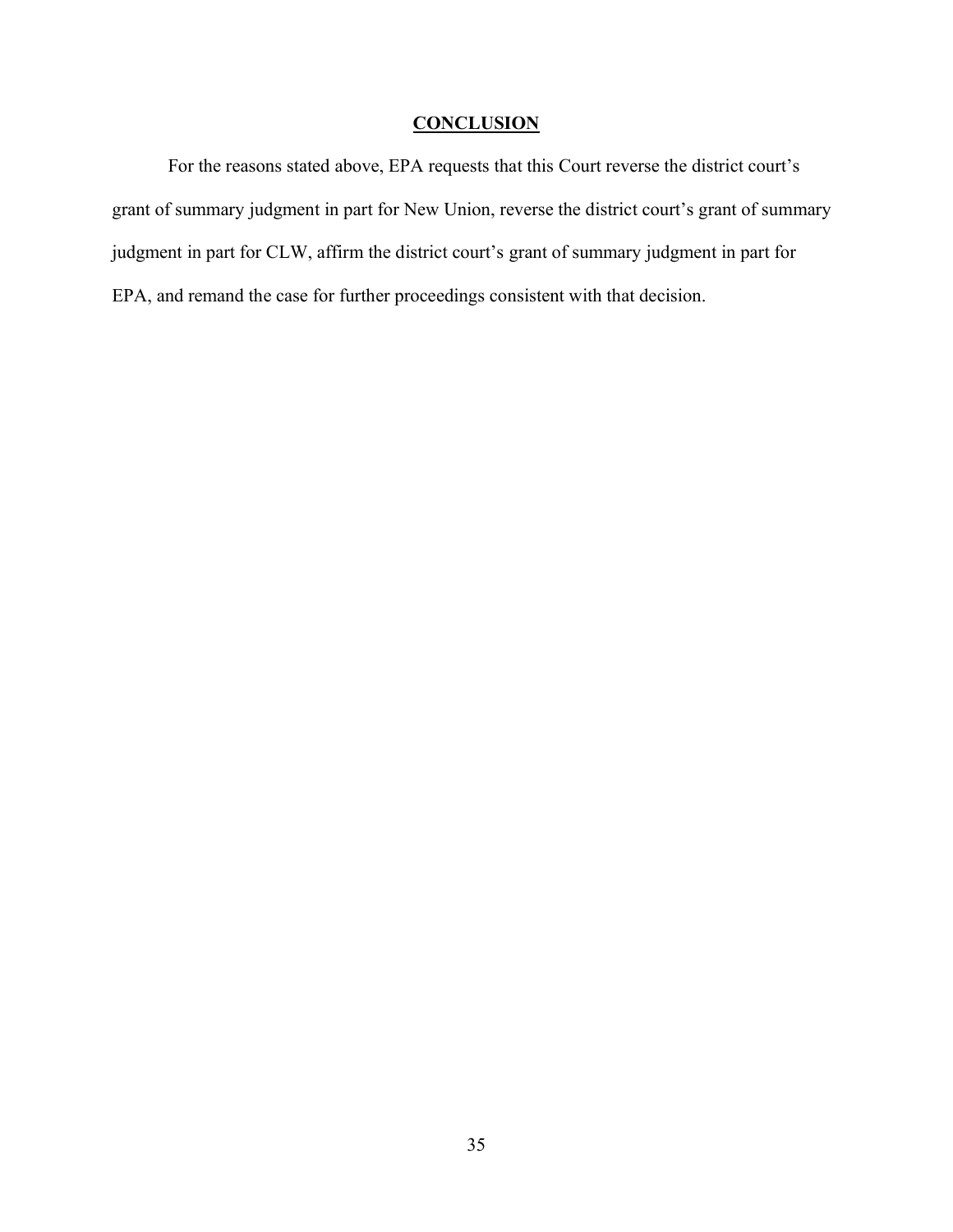## **CONCLUSION**

For the reasons stated above, EPA requests that this Court reverse the district court's grant of summary judgment in part for New Union, reverse the district court's grant of summary judgment in part for CLW, affirm the district court's grant of summary judgment in part for EPA, and remand the case for further proceedings consistent with that decision.